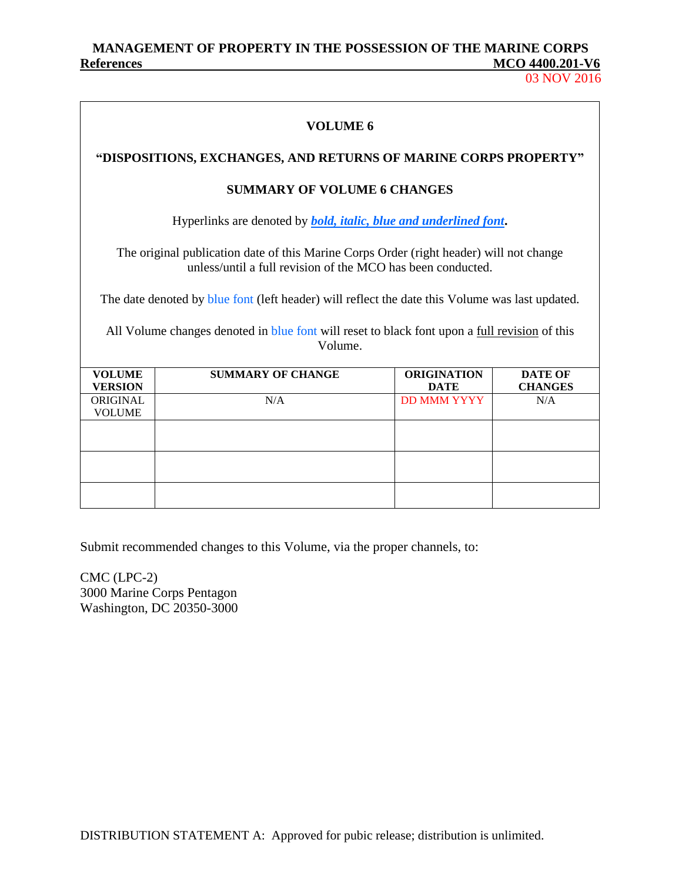**VOLUME 6**

**"DISPOSITIONS, EXCHANGES, AND RETURNS OF MARINE CORPS PROPERTY"**

**SUMMARY OF VOLUME 6 CHANGES**

Hyperlinks are denoted by ***bold, italic, blue and underlined font***.

The original publication date of this Marine Corps Order (right header) will not change unless/until a full revision of the MCO has been conducted.

The date denoted by blue font (left header) will reflect the date this Volume was last updated.

All Volume changes denoted in blue font will reset to black font upon a full revision of this Volume.

| VOLUME VERSION | SUMMARY OF CHANGE | ORIGINATION DATE | DATE OF CHANGES |
|---|---|---|---|
| ORIGINAL VOLUME | N/A | DD MMM YYYY | N/A |
| | | | |
| | | | |
| | | | |

Submit recommended changes to this Volume, via the proper channels, to:

CMC (LPC-2)
3000 Marine Corps Pentagon
Washington, DC 20350-3000

DISTRIBUTION STATEMENT A: Approved for pubic release; distribution is unlimited.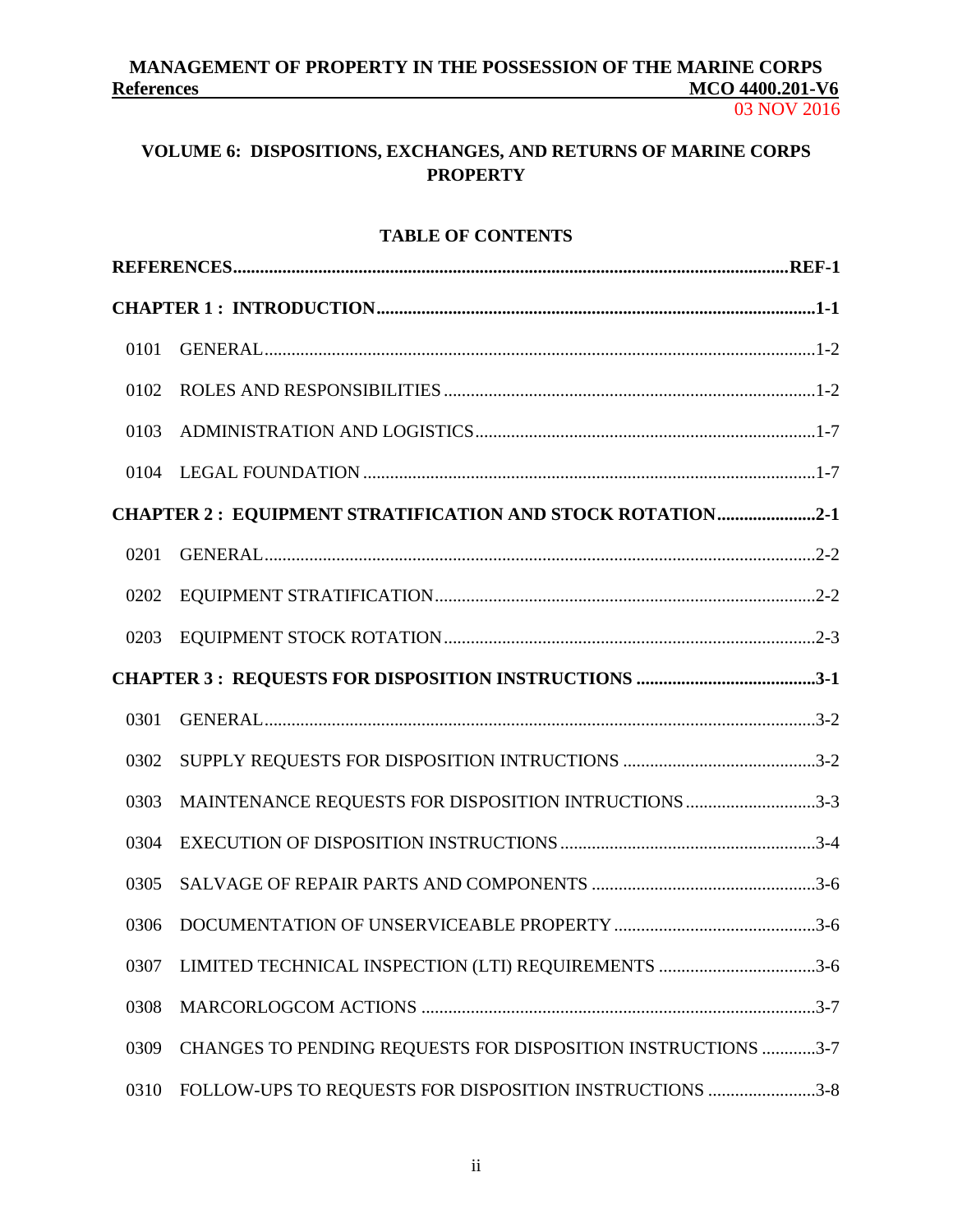## VOLUME 6: DISPOSITIONS, EXCHANGES, AND RETURNS OF MARINE CORPS PROPERTY

### TABLE OF CONTENTS

**REFERENCES ........ REF-1**

**CHAPTER 1 : INTRODUCTION ........ 1-1**

0101 GENERAL ........ 1-2

0102 ROLES AND RESPONSIBILITIES ........ 1-2

0103 ADMINISTRATION AND LOGISTICS ........ 1-7

0104 LEGAL FOUNDATION ........ 1-7

**CHAPTER 2 : EQUIPMENT STRATIFICATION AND STOCK ROTATION ........ 2-1**

0201 GENERAL ........ 2-2

0202 EQUIPMENT STRATIFICATION ........ 2-2

0203 EQUIPMENT STOCK ROTATION ........ 2-3

**CHAPTER 3 : REQUESTS FOR DISPOSITION INSTRUCTIONS ........ 3-1**

0301 GENERAL ........ 3-2

0302 SUPPLY REQUESTS FOR DISPOSITION INTRUCTIONS ........ 3-2

0303 MAINTENANCE REQUESTS FOR DISPOSITION INTRUCTIONS ........ 3-3

0304 EXECUTION OF DISPOSITION INSTRUCTIONS ........ 3-4

0305 SALVAGE OF REPAIR PARTS AND COMPONENTS ........ 3-6

0306 DOCUMENTATION OF UNSERVICEABLE PROPERTY ........ 3-6

0307 LIMITED TECHNICAL INSPECTION (LTI) REQUIREMENTS ........ 3-6

0308 MARCORLOGCOM ACTIONS ........ 3-7

0309 CHANGES TO PENDING REQUESTS FOR DISPOSITION INSTRUCTIONS ........ 3-7

0310 FOLLOW-UPS TO REQUESTS FOR DISPOSITION INSTRUCTIONS ........ 3-8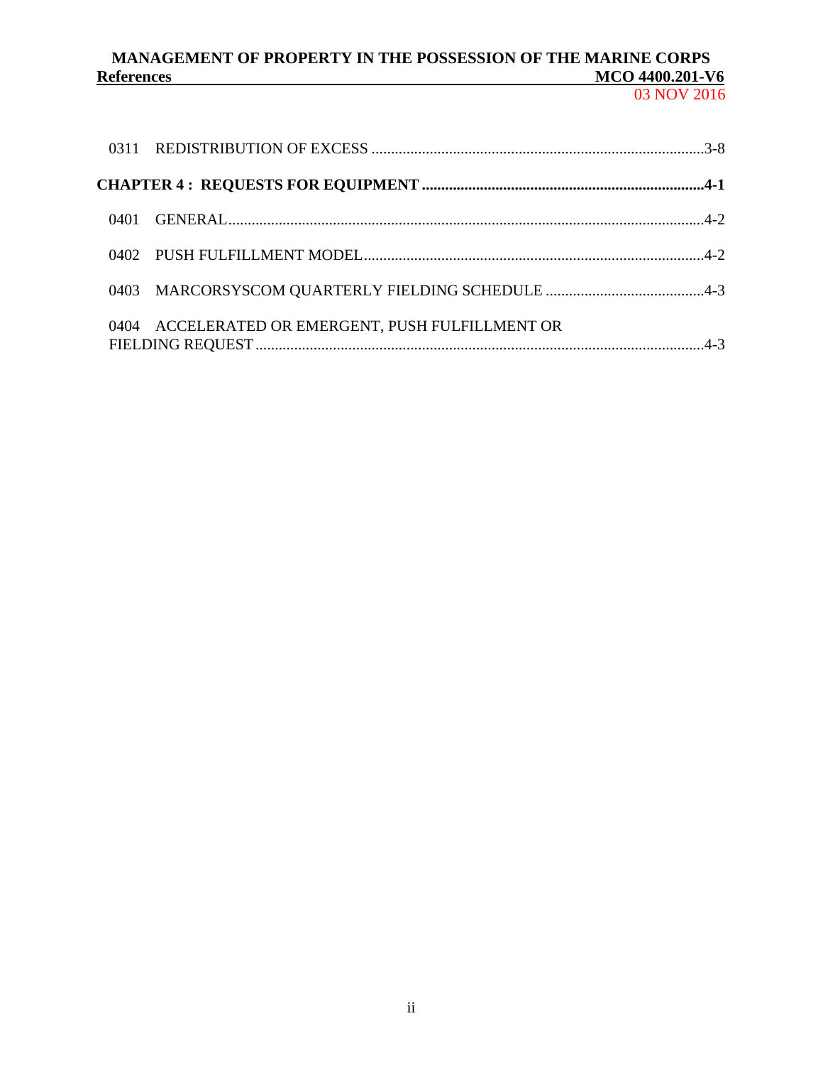0311 REDISTRIBUTION OF EXCESS ..................................................................................3-8

**CHAPTER 4 : REQUESTS FOR EQUIPMENT .........................................................................4-1**

0401 GENERAL.........................................................................................................................4-2

0402 PUSH FULFILLMENT MODEL.......................................................................................4-2

0403 MARCORSYSCOM QUARTERLY FIELDING SCHEDULE .........................................4-3

0404 ACCELERATED OR EMERGENT, PUSH FULFILLMENT OR FIELDING REQUEST..................................................................................................................4-3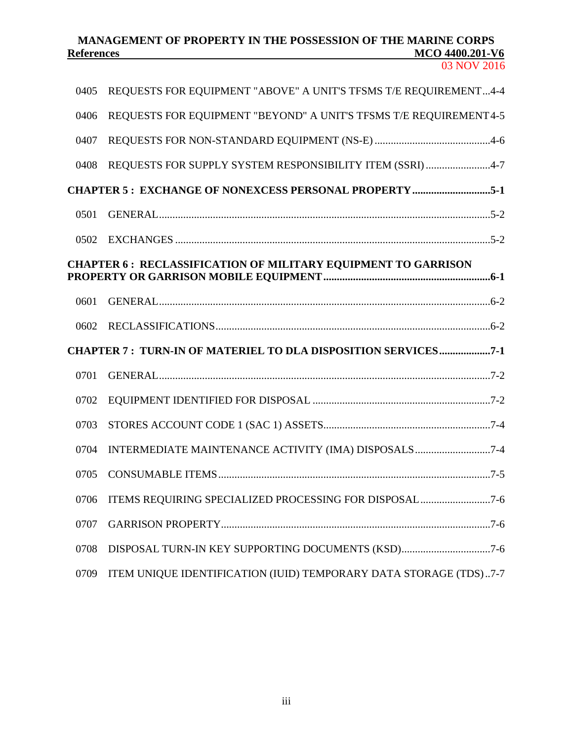0405 REQUESTS FOR EQUIPMENT "ABOVE" A UNIT'S TFSMS T/E REQUIREMENT...4-4

0406 REQUESTS FOR EQUIPMENT "BEYOND" A UNIT'S TFSMS T/E REQUIREMENT 4-5

0407 REQUESTS FOR NON-STANDARD EQUIPMENT (NS-E) ...........................................4-6

0408 REQUESTS FOR SUPPLY SYSTEM RESPONSIBILITY ITEM (SSRI) ........................4-7

**CHAPTER 5 : EXCHANGE OF NONEXCESS PERSONAL PROPERTY ............................5-1**

0501 GENERAL..........................................................................................................5-2

0502 EXCHANGES .....................................................................................................5-2

**CHAPTER 6 : RECLASSIFICATION OF MILITARY EQUIPMENT TO GARRISON PROPERTY OR GARRISON MOBILE EQUIPMENT .............................................................6-1**

0601 GENERAL..........................................................................................................6-2

0602 RECLASSIFICATIONS.....................................................................................6-2

**CHAPTER 7 : TURN-IN OF MATERIEL TO DLA DISPOSITION SERVICES...................7-1**

0701 GENERAL..........................................................................................................7-2

0702 EQUIPMENT IDENTIFIED FOR DISPOSAL ..................................................................7-2

0703 STORES ACCOUNT CODE 1 (SAC 1) ASSETS..............................................................7-4

0704 INTERMEDIATE MAINTENANCE ACTIVITY (IMA) DISPOSALS............................7-4

0705 CONSUMABLE ITEMS.....................................................................................7-5

0706 ITEMS REQUIRING SPECIALIZED PROCESSING FOR DISPOSAL..........................7-6

0707 GARRISON PROPERTY....................................................................................7-6

0708 DISPOSAL TURN-IN KEY SUPPORTING DOCUMENTS (KSD).................................7-6

0709 ITEM UNIQUE IDENTIFICATION (IUID) TEMPORARY DATA STORAGE (TDS)..7-7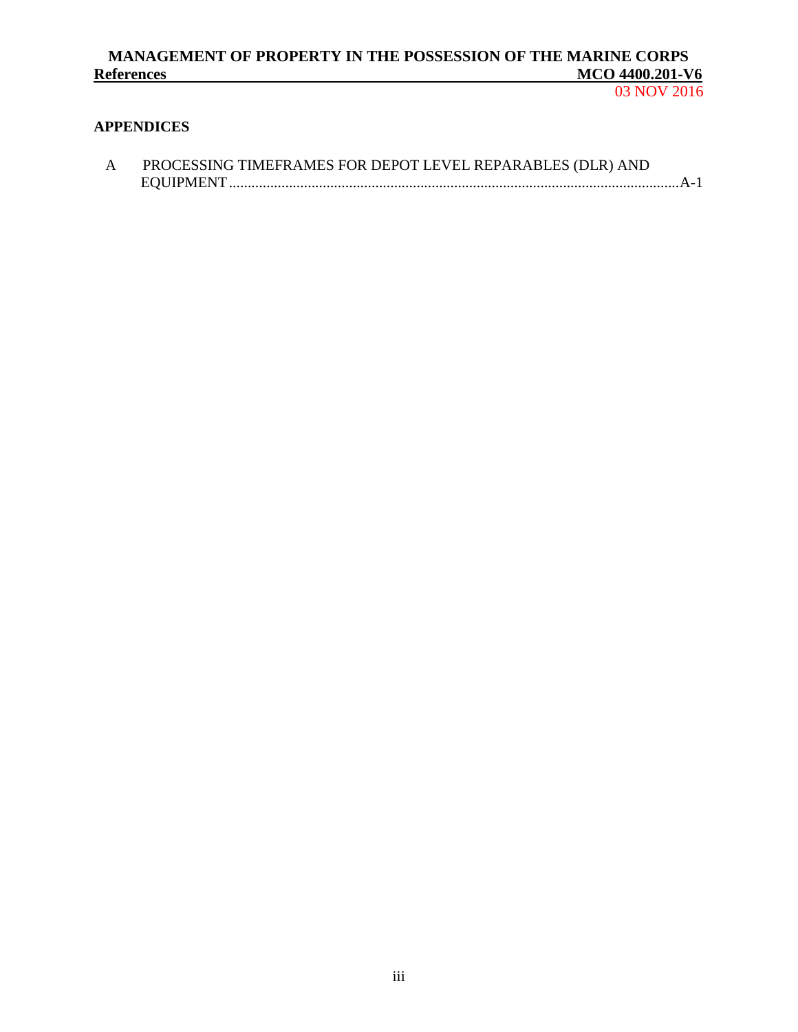## APPENDICES

A PROCESSING TIMEFRAMES FOR DEPOT LEVEL REPARABLES (DLR) AND EQUIPMENT ............................................................................................................................A-1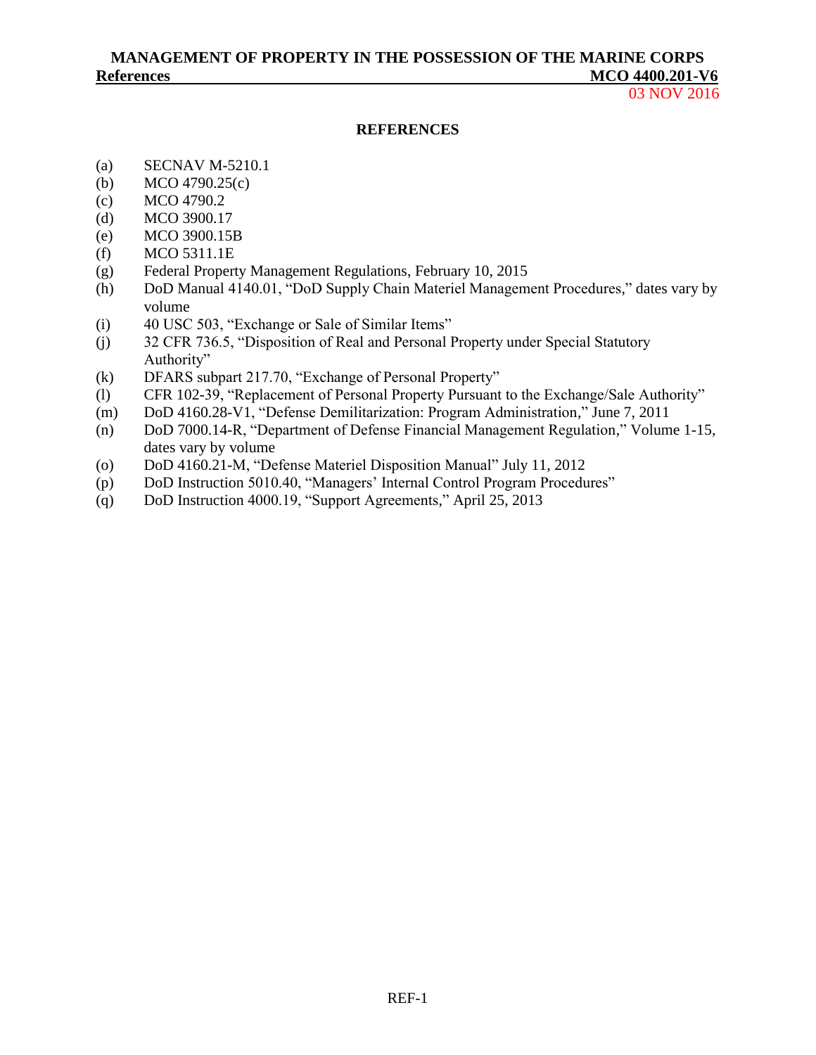# REFERENCES

(a) SECNAV M-5210.1
(b) MCO 4790.25(c)
(c) MCO 4790.2
(d) MCO 3900.17
(e) MCO 3900.15B
(f) MCO 5311.1E
(g) Federal Property Management Regulations, February 10, 2015
(h) DoD Manual 4140.01, "DoD Supply Chain Materiel Management Procedures," dates vary by volume
(i) 40 USC 503, "Exchange or Sale of Similar Items"
(j) 32 CFR 736.5, "Disposition of Real and Personal Property under Special Statutory Authority"
(k) DFARS subpart 217.70, "Exchange of Personal Property"
(l) CFR 102-39, "Replacement of Personal Property Pursuant to the Exchange/Sale Authority"
(m) DoD 4160.28-V1, "Defense Demilitarization: Program Administration," June 7, 2011
(n) DoD 7000.14-R, "Department of Defense Financial Management Regulation," Volume 1-15, dates vary by volume
(o) DoD 4160.21-M, "Defense Materiel Disposition Manual" July 11, 2012
(p) DoD Instruction 5010.40, "Managers' Internal Control Program Procedures"
(q) DoD Instruction 4000.19, "Support Agreements," April 25, 2013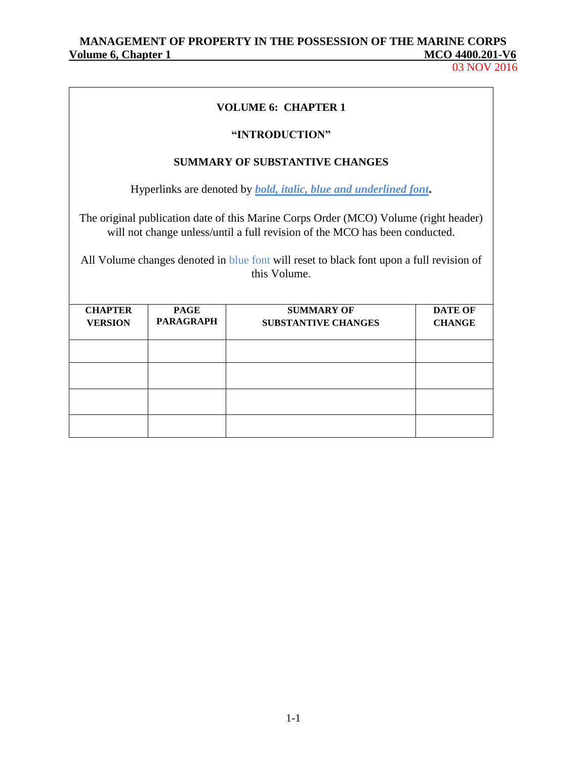**VOLUME 6: CHAPTER 1**

**"INTRODUCTION"**

**SUMMARY OF SUBSTANTIVE CHANGES**

Hyperlinks are denoted by ***bold, italic, blue and underlined font*****.**

The original publication date of this Marine Corps Order (MCO) Volume (right header) will not change unless/until a full revision of the MCO has been conducted.

All Volume changes denoted in blue font will reset to black font upon a full revision of this Volume.

| CHAPTER VERSION | PAGE PARAGRAPH | SUMMARY OF SUBSTANTIVE CHANGES | DATE OF CHANGE |
|---|---|---|---|
| | | | |
| | | | |
| | | | |
| | | | |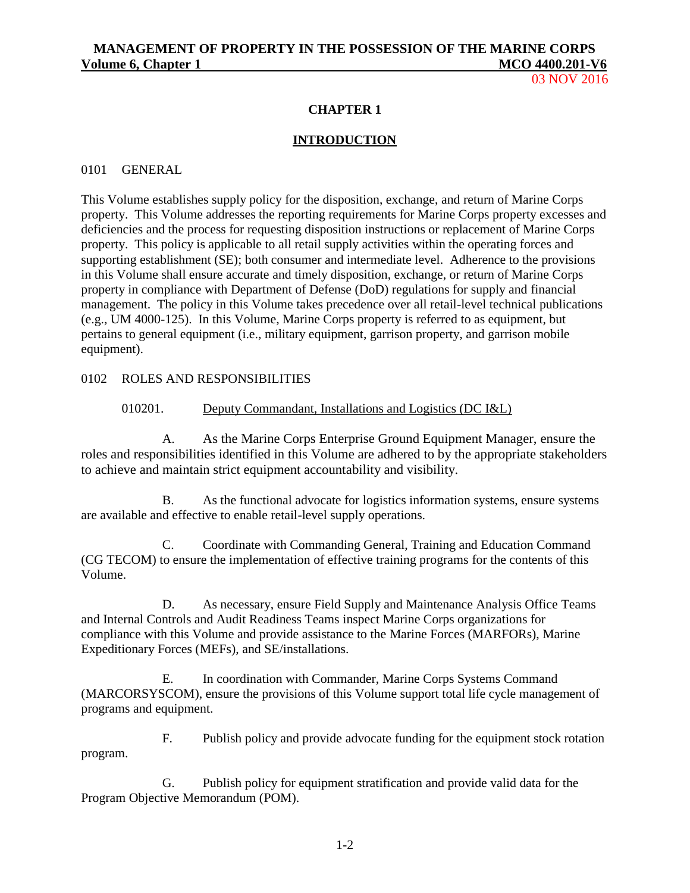# CHAPTER 1

## INTRODUCTION

0101 GENERAL

This Volume establishes supply policy for the disposition, exchange, and return of Marine Corps property. This Volume addresses the reporting requirements for Marine Corps property excesses and deficiencies and the process for requesting disposition instructions or replacement of Marine Corps property. This policy is applicable to all retail supply activities within the operating forces and supporting establishment (SE); both consumer and intermediate level. Adherence to the provisions in this Volume shall ensure accurate and timely disposition, exchange, or return of Marine Corps property in compliance with Department of Defense (DoD) regulations for supply and financial management. The policy in this Volume takes precedence over all retail-level technical publications (e.g., UM 4000-125). In this Volume, Marine Corps property is referred to as equipment, but pertains to general equipment (i.e., military equipment, garrison property, and garrison mobile equipment).

0102 ROLES AND RESPONSIBILITIES

010201. Deputy Commandant, Installations and Logistics (DC I&L)

A. As the Marine Corps Enterprise Ground Equipment Manager, ensure the roles and responsibilities identified in this Volume are adhered to by the appropriate stakeholders to achieve and maintain strict equipment accountability and visibility.

B. As the functional advocate for logistics information systems, ensure systems are available and effective to enable retail-level supply operations.

C. Coordinate with Commanding General, Training and Education Command (CG TECOM) to ensure the implementation of effective training programs for the contents of this Volume.

D. As necessary, ensure Field Supply and Maintenance Analysis Office Teams and Internal Controls and Audit Readiness Teams inspect Marine Corps organizations for compliance with this Volume and provide assistance to the Marine Forces (MARFORs), Marine Expeditionary Forces (MEFs), and SE/installations.

E. In coordination with Commander, Marine Corps Systems Command (MARCORSYSCOM), ensure the provisions of this Volume support total life cycle management of programs and equipment.

F. Publish policy and provide advocate funding for the equipment stock rotation program.

G. Publish policy for equipment stratification and provide valid data for the Program Objective Memorandum (POM).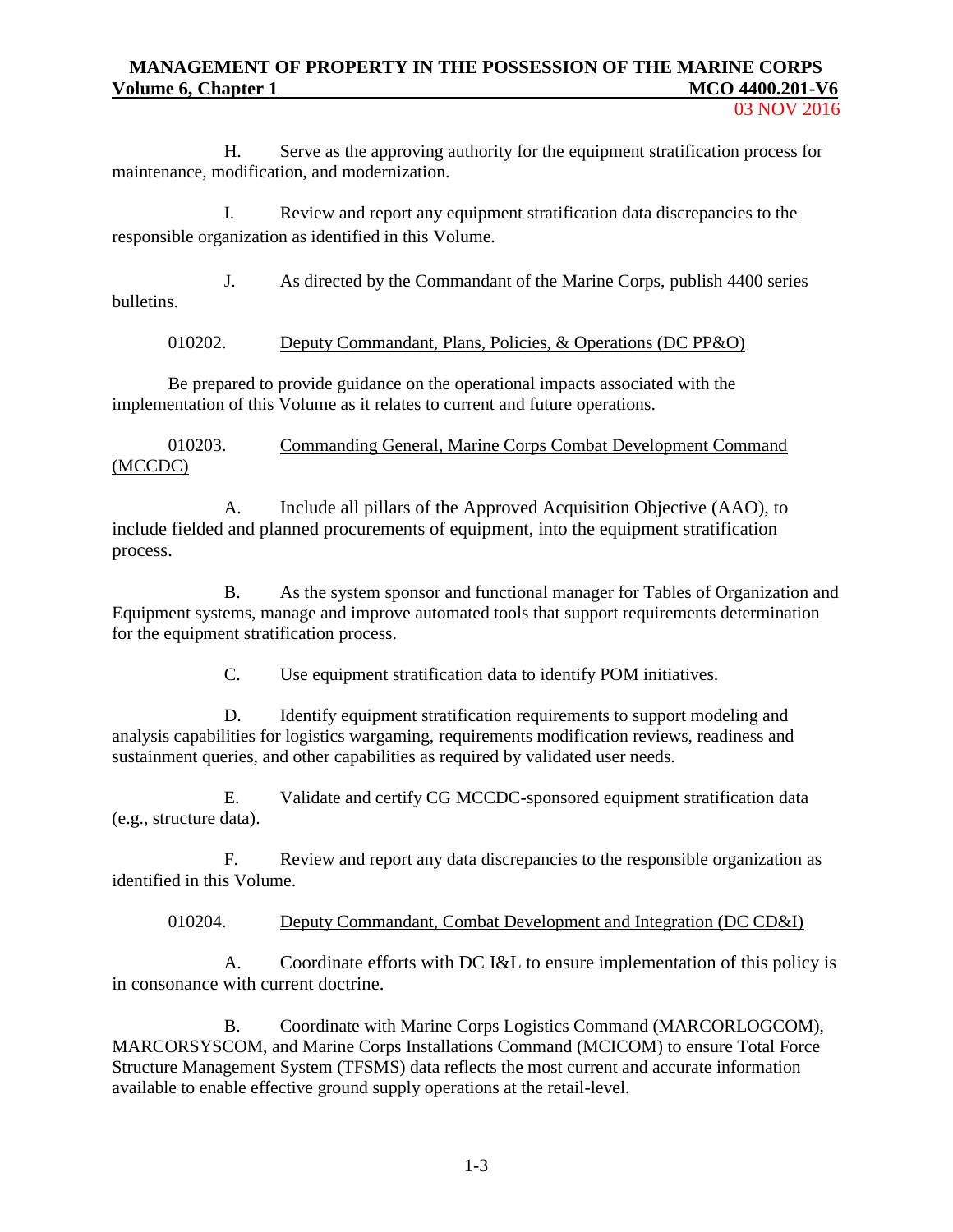H. Serve as the approving authority for the equipment stratification process for maintenance, modification, and modernization.

I. Review and report any equipment stratification data discrepancies to the responsible organization as identified in this Volume.

J. As directed by the Commandant of the Marine Corps, publish 4400 series bulletins.

010202. Deputy Commandant, Plans, Policies, & Operations (DC PP&O)

Be prepared to provide guidance on the operational impacts associated with the implementation of this Volume as it relates to current and future operations.

010203. Commanding General, Marine Corps Combat Development Command (MCCDC)

A. Include all pillars of the Approved Acquisition Objective (AAO), to include fielded and planned procurements of equipment, into the equipment stratification process.

B. As the system sponsor and functional manager for Tables of Organization and Equipment systems, manage and improve automated tools that support requirements determination for the equipment stratification process.

C. Use equipment stratification data to identify POM initiatives.

D. Identify equipment stratification requirements to support modeling and analysis capabilities for logistics wargaming, requirements modification reviews, readiness and sustainment queries, and other capabilities as required by validated user needs.

E. Validate and certify CG MCCDC-sponsored equipment stratification data (e.g., structure data).

F. Review and report any data discrepancies to the responsible organization as identified in this Volume.

010204. Deputy Commandant, Combat Development and Integration (DC CD&I)

A. Coordinate efforts with DC I&L to ensure implementation of this policy is in consonance with current doctrine.

B. Coordinate with Marine Corps Logistics Command (MARCORLOGCOM), MARCORSYSCOM, and Marine Corps Installations Command (MCICOM) to ensure Total Force Structure Management System (TFSMS) data reflects the most current and accurate information available to enable effective ground supply operations at the retail-level.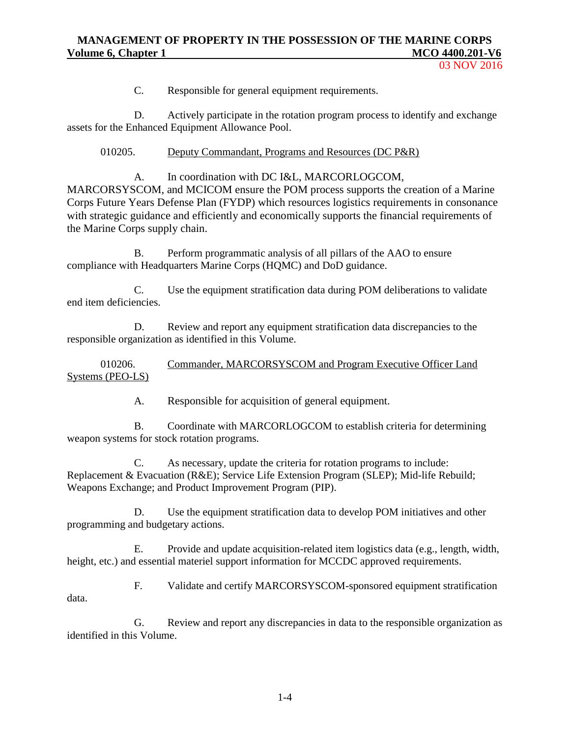C. Responsible for general equipment requirements.

D. Actively participate in the rotation program process to identify and exchange assets for the Enhanced Equipment Allowance Pool.

010205. Deputy Commandant, Programs and Resources (DC P&R)

A. In coordination with DC I&L, MARCORLOGCOM, MARCORSYSCOM, and MCICOM ensure the POM process supports the creation of a Marine Corps Future Years Defense Plan (FYDP) which resources logistics requirements in consonance with strategic guidance and efficiently and economically supports the financial requirements of the Marine Corps supply chain.

B. Perform programmatic analysis of all pillars of the AAO to ensure compliance with Headquarters Marine Corps (HQMC) and DoD guidance.

C. Use the equipment stratification data during POM deliberations to validate end item deficiencies.

D. Review and report any equipment stratification data discrepancies to the responsible organization as identified in this Volume.

010206. Commander, MARCORSYSCOM and Program Executive Officer Land Systems (PEO-LS)

A. Responsible for acquisition of general equipment.

B. Coordinate with MARCORLOGCOM to establish criteria for determining weapon systems for stock rotation programs.

C. As necessary, update the criteria for rotation programs to include: Replacement & Evacuation (R&E); Service Life Extension Program (SLEP); Mid-life Rebuild; Weapons Exchange; and Product Improvement Program (PIP).

D. Use the equipment stratification data to develop POM initiatives and other programming and budgetary actions.

E. Provide and update acquisition-related item logistics data (e.g., length, width, height, etc.) and essential materiel support information for MCCDC approved requirements.

F. Validate and certify MARCORSYSCOM-sponsored equipment stratification data.

G. Review and report any discrepancies in data to the responsible organization as identified in this Volume.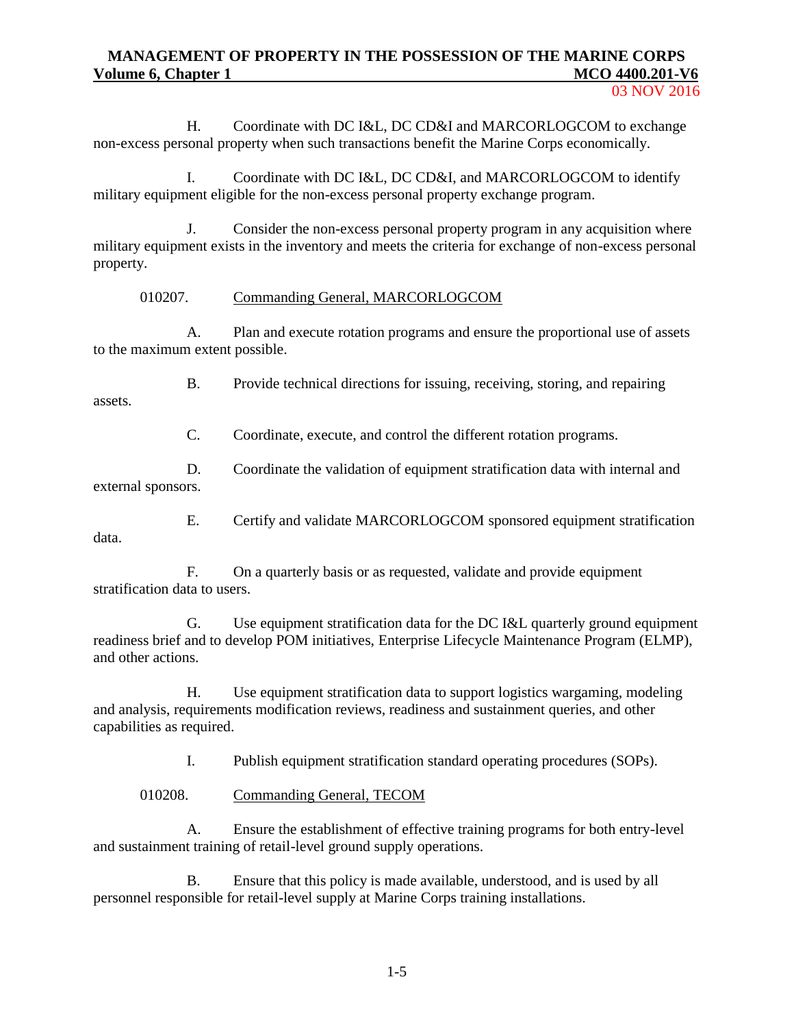H. Coordinate with DC I&L, DC CD&I and MARCORLOGCOM to exchange non-excess personal property when such transactions benefit the Marine Corps economically.

I. Coordinate with DC I&L, DC CD&I, and MARCORLOGCOM to identify military equipment eligible for the non-excess personal property exchange program.

J. Consider the non-excess personal property program in any acquisition where military equipment exists in the inventory and meets the criteria for exchange of non-excess personal property.

010207. Commanding General, MARCORLOGCOM

A. Plan and execute rotation programs and ensure the proportional use of assets to the maximum extent possible.

B. Provide technical directions for issuing, receiving, storing, and repairing assets.

C. Coordinate, execute, and control the different rotation programs.

D. Coordinate the validation of equipment stratification data with internal and external sponsors.

E. Certify and validate MARCORLOGCOM sponsored equipment stratification data.

F. On a quarterly basis or as requested, validate and provide equipment stratification data to users.

G. Use equipment stratification data for the DC I&L quarterly ground equipment readiness brief and to develop POM initiatives, Enterprise Lifecycle Maintenance Program (ELMP), and other actions.

H. Use equipment stratification data to support logistics wargaming, modeling and analysis, requirements modification reviews, readiness and sustainment queries, and other capabilities as required.

I. Publish equipment stratification standard operating procedures (SOPs).

010208. Commanding General, TECOM

A. Ensure the establishment of effective training programs for both entry-level and sustainment training of retail-level ground supply operations.

B. Ensure that this policy is made available, understood, and is used by all personnel responsible for retail-level supply at Marine Corps training installations.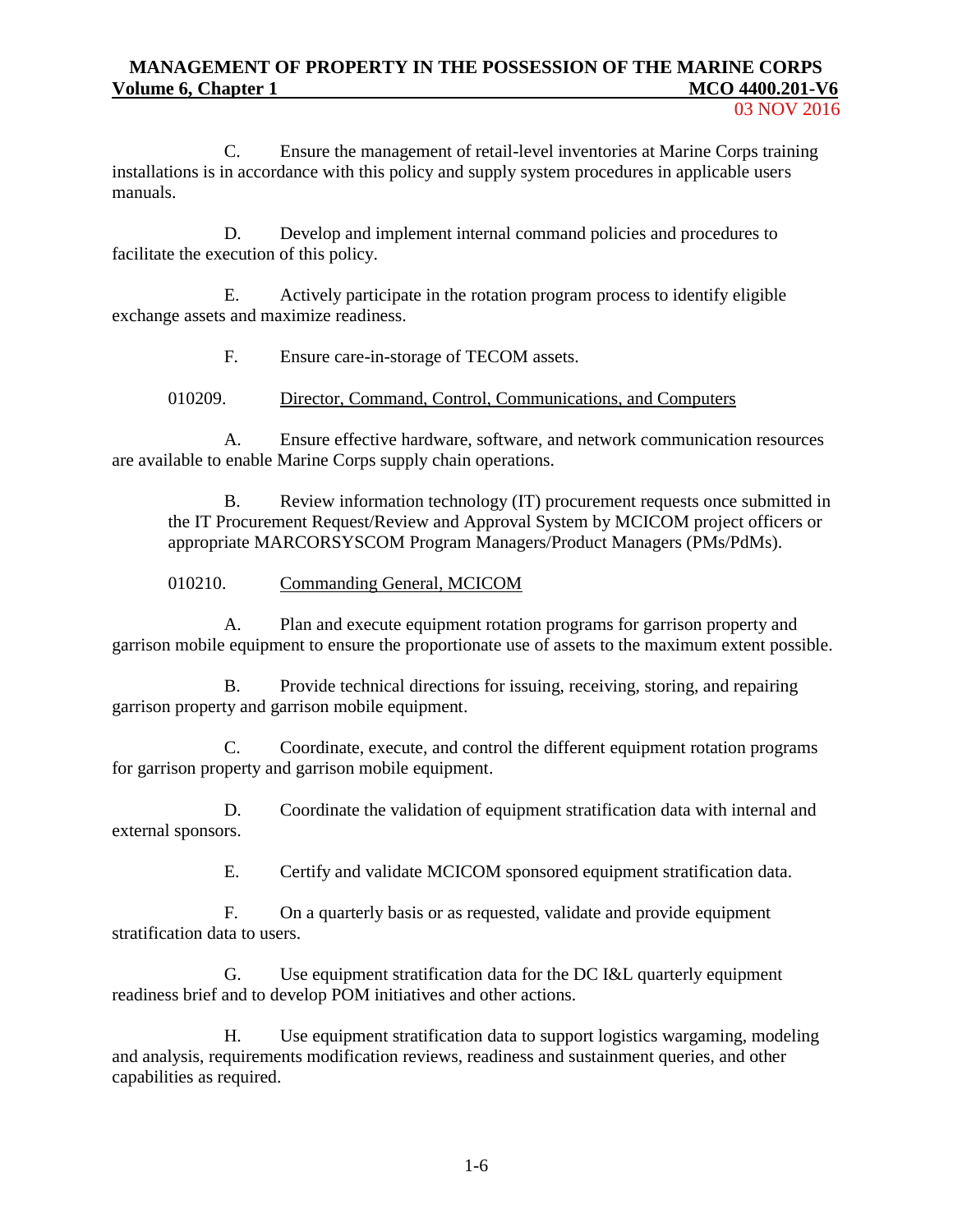C. Ensure the management of retail-level inventories at Marine Corps training installations is in accordance with this policy and supply system procedures in applicable users manuals.

D. Develop and implement internal command policies and procedures to facilitate the execution of this policy.

E. Actively participate in the rotation program process to identify eligible exchange assets and maximize readiness.

F. Ensure care-in-storage of TECOM assets.

010209. Director, Command, Control, Communications, and Computers

A. Ensure effective hardware, software, and network communication resources are available to enable Marine Corps supply chain operations.

B. Review information technology (IT) procurement requests once submitted in the IT Procurement Request/Review and Approval System by MCICOM project officers or appropriate MARCORSYSCOM Program Managers/Product Managers (PMs/PdMs).

010210. Commanding General, MCICOM

A. Plan and execute equipment rotation programs for garrison property and garrison mobile equipment to ensure the proportionate use of assets to the maximum extent possible.

B. Provide technical directions for issuing, receiving, storing, and repairing garrison property and garrison mobile equipment.

C. Coordinate, execute, and control the different equipment rotation programs for garrison property and garrison mobile equipment.

D. Coordinate the validation of equipment stratification data with internal and external sponsors.

E. Certify and validate MCICOM sponsored equipment stratification data.

F. On a quarterly basis or as requested, validate and provide equipment stratification data to users.

G. Use equipment stratification data for the DC I&L quarterly equipment readiness brief and to develop POM initiatives and other actions.

H. Use equipment stratification data to support logistics wargaming, modeling and analysis, requirements modification reviews, readiness and sustainment queries, and other capabilities as required.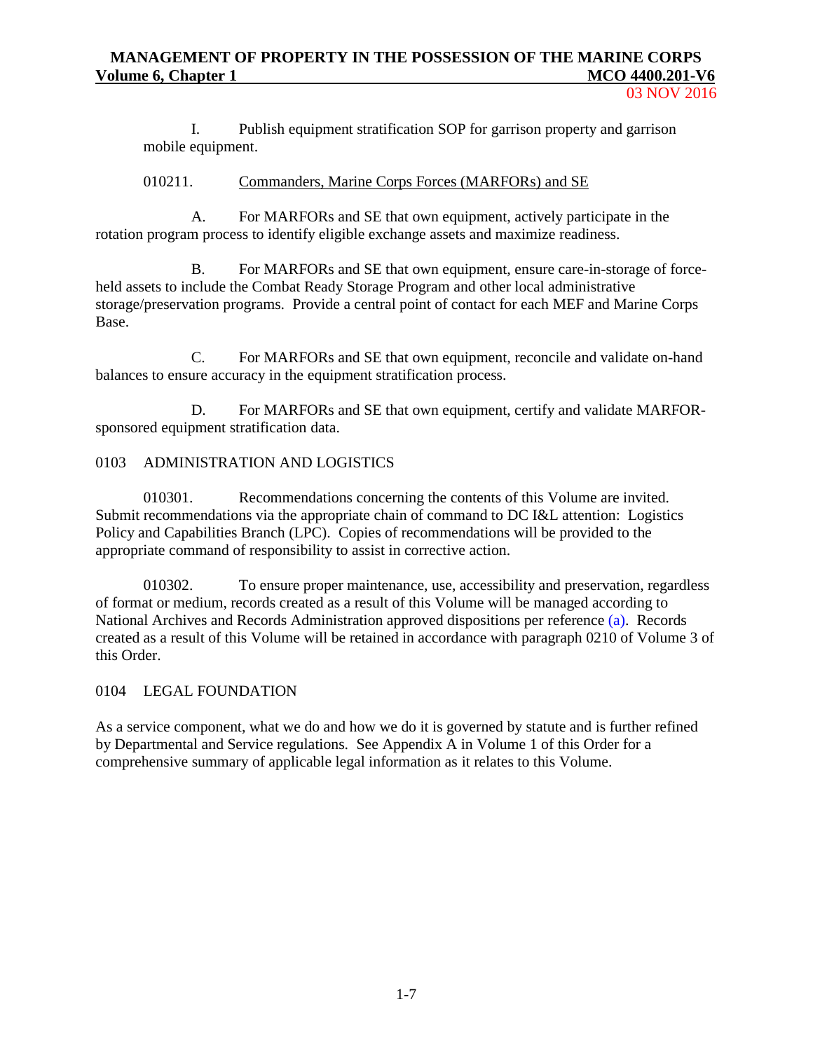I. Publish equipment stratification SOP for garrison property and garrison mobile equipment.

010211. Commanders, Marine Corps Forces (MARFORs) and SE

A. For MARFORs and SE that own equipment, actively participate in the rotation program process to identify eligible exchange assets and maximize readiness.

B. For MARFORs and SE that own equipment, ensure care-in-storage of force-held assets to include the Combat Ready Storage Program and other local administrative storage/preservation programs. Provide a central point of contact for each MEF and Marine Corps Base.

C. For MARFORs and SE that own equipment, reconcile and validate on-hand balances to ensure accuracy in the equipment stratification process.

D. For MARFORs and SE that own equipment, certify and validate MARFOR-sponsored equipment stratification data.

## 0103 ADMINISTRATION AND LOGISTICS

010301. Recommendations concerning the contents of this Volume are invited. Submit recommendations via the appropriate chain of command to DC I&L attention: Logistics Policy and Capabilities Branch (LPC). Copies of recommendations will be provided to the appropriate command of responsibility to assist in corrective action.

010302. To ensure proper maintenance, use, accessibility and preservation, regardless of format or medium, records created as a result of this Volume will be managed according to National Archives and Records Administration approved dispositions per reference (a). Records created as a result of this Volume will be retained in accordance with paragraph 0210 of Volume 3 of this Order.

## 0104 LEGAL FOUNDATION

As a service component, what we do and how we do it is governed by statute and is further refined by Departmental and Service regulations. See Appendix A in Volume 1 of this Order for a comprehensive summary of applicable legal information as it relates to this Volume.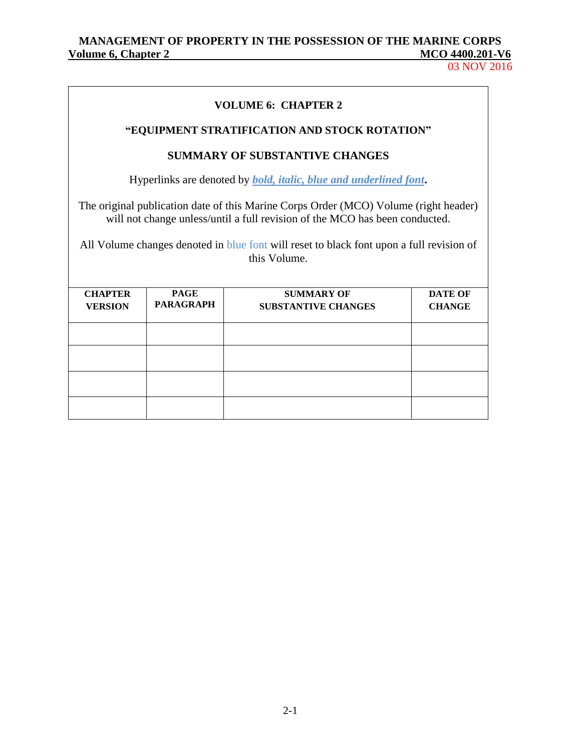**VOLUME 6: CHAPTER 2**

**"EQUIPMENT STRATIFICATION AND STOCK ROTATION"**

**SUMMARY OF SUBSTANTIVE CHANGES**

Hyperlinks are denoted by ***bold, italic, blue and underlined font***.

The original publication date of this Marine Corps Order (MCO) Volume (right header) will not change unless/until a full revision of the MCO has been conducted.

All Volume changes denoted in blue font will reset to black font upon a full revision of this Volume.

| CHAPTER VERSION | PAGE PARAGRAPH | SUMMARY OF SUBSTANTIVE CHANGES | DATE OF CHANGE |
|---|---|---|---|
| | | | |
| | | | |
| | | | |
| | | | |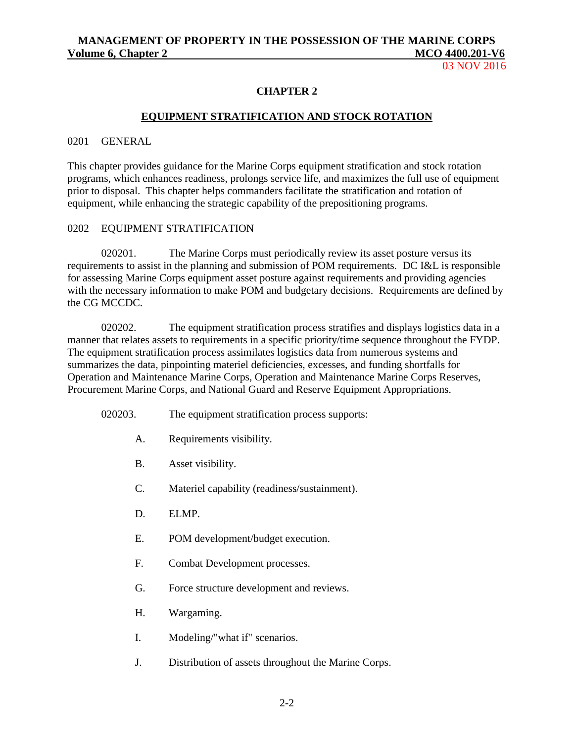# CHAPTER 2

## EQUIPMENT STRATIFICATION AND STOCK ROTATION

### 0201 GENERAL

This chapter provides guidance for the Marine Corps equipment stratification and stock rotation programs, which enhances readiness, prolongs service life, and maximizes the full use of equipment prior to disposal. This chapter helps commanders facilitate the stratification and rotation of equipment, while enhancing the strategic capability of the prepositioning programs.

### 0202 EQUIPMENT STRATIFICATION

020201. The Marine Corps must periodically review its asset posture versus its requirements to assist in the planning and submission of POM requirements. DC I&L is responsible for assessing Marine Corps equipment asset posture against requirements and providing agencies with the necessary information to make POM and budgetary decisions. Requirements are defined by the CG MCCDC.

020202. The equipment stratification process stratifies and displays logistics data in a manner that relates assets to requirements in a specific priority/time sequence throughout the FYDP. The equipment stratification process assimilates logistics data from numerous systems and summarizes the data, pinpointing materiel deficiencies, excesses, and funding shortfalls for Operation and Maintenance Marine Corps, Operation and Maintenance Marine Corps Reserves, Procurement Marine Corps, and National Guard and Reserve Equipment Appropriations.

020203. The equipment stratification process supports:

A. Requirements visibility.

B. Asset visibility.

C. Materiel capability (readiness/sustainment).

D. ELMP.

E. POM development/budget execution.

F. Combat Development processes.

G. Force structure development and reviews.

H. Wargaming.

I. Modeling/"what if" scenarios.

J. Distribution of assets throughout the Marine Corps.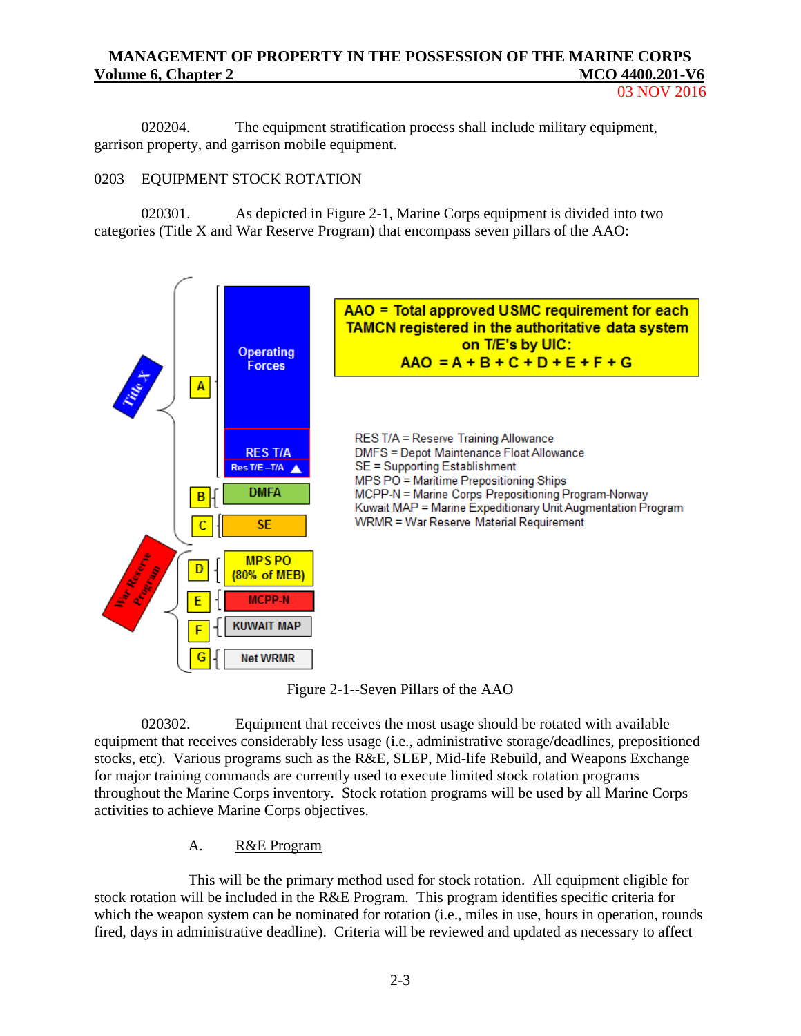020204. The equipment stratification process shall include military equipment, garrison property, and garrison mobile equipment.

0203 EQUIPMENT STOCK ROTATION

020301. As depicted in Figure 2-1, Marine Corps equipment is divided into two categories (Title X and War Reserve Program) that encompass seven pillars of the AAO:

Title X

- A — Operating Forces; RES T/A (Res T/E –T/A)
- B — DMFA
- C — SE

War Reserve Program

- D — MPS PO (80% of MEB)
- E — MCPP-N
- F — KUWAIT MAP
- G — Net WRMR

**AAO = Total approved USMC requirement for each TAMCN registered in the authoritative data system on T/E's by UIC:**
**AAO = A + B + C + D + E + F + G**

RES T/A = Reserve Training Allowance
DMFS = Depot Maintenance Float Allowance
SE = Supporting Establishment
MPS PO = Maritime Prepositioning Ships
MCPP-N = Marine Corps Prepositioning Program-Norway
Kuwait MAP = Marine Expeditionary Unit Augmentation Program
WRMR = War Reserve Material Requirement

Figure 2-1--Seven Pillars of the AAO

020302. Equipment that receives the most usage should be rotated with available equipment that receives considerably less usage (i.e., administrative storage/deadlines, prepositioned stocks, etc). Various programs such as the R&E, SLEP, Mid-life Rebuild, and Weapons Exchange for major training commands are currently used to execute limited stock rotation programs throughout the Marine Corps inventory. Stock rotation programs will be used by all Marine Corps activities to achieve Marine Corps objectives.

A. <u>R&E Program</u>

This will be the primary method used for stock rotation. All equipment eligible for stock rotation will be included in the R&E Program. This program identifies specific criteria for which the weapon system can be nominated for rotation (i.e., miles in use, hours in operation, rounds fired, days in administrative deadline). Criteria will be reviewed and updated as necessary to affect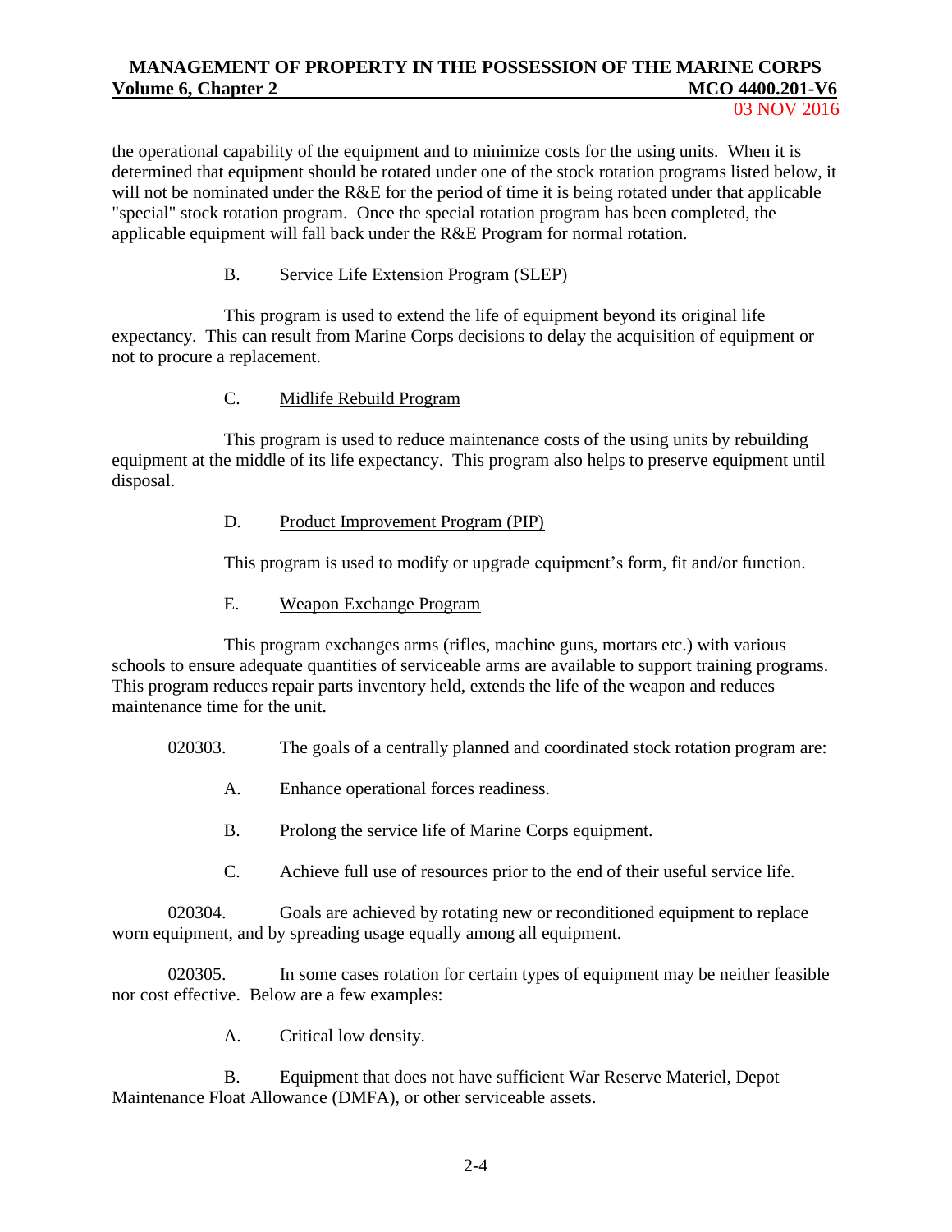the operational capability of the equipment and to minimize costs for the using units. When it is determined that equipment should be rotated under one of the stock rotation programs listed below, it will not be nominated under the R&E for the period of time it is being rotated under that applicable "special" stock rotation program. Once the special rotation program has been completed, the applicable equipment will fall back under the R&E Program for normal rotation.

B. Service Life Extension Program (SLEP)

This program is used to extend the life of equipment beyond its original life expectancy. This can result from Marine Corps decisions to delay the acquisition of equipment or not to procure a replacement.

C. Midlife Rebuild Program

This program is used to reduce maintenance costs of the using units by rebuilding equipment at the middle of its life expectancy. This program also helps to preserve equipment until disposal.

D. Product Improvement Program (PIP)

This program is used to modify or upgrade equipment's form, fit and/or function.

E. Weapon Exchange Program

This program exchanges arms (rifles, machine guns, mortars etc.) with various schools to ensure adequate quantities of serviceable arms are available to support training programs. This program reduces repair parts inventory held, extends the life of the weapon and reduces maintenance time for the unit.

020303. The goals of a centrally planned and coordinated stock rotation program are:

A. Enhance operational forces readiness.

B. Prolong the service life of Marine Corps equipment.

C. Achieve full use of resources prior to the end of their useful service life.

020304. Goals are achieved by rotating new or reconditioned equipment to replace worn equipment, and by spreading usage equally among all equipment.

020305. In some cases rotation for certain types of equipment may be neither feasible nor cost effective. Below are a few examples:

A. Critical low density.

B. Equipment that does not have sufficient War Reserve Materiel, Depot Maintenance Float Allowance (DMFA), or other serviceable assets.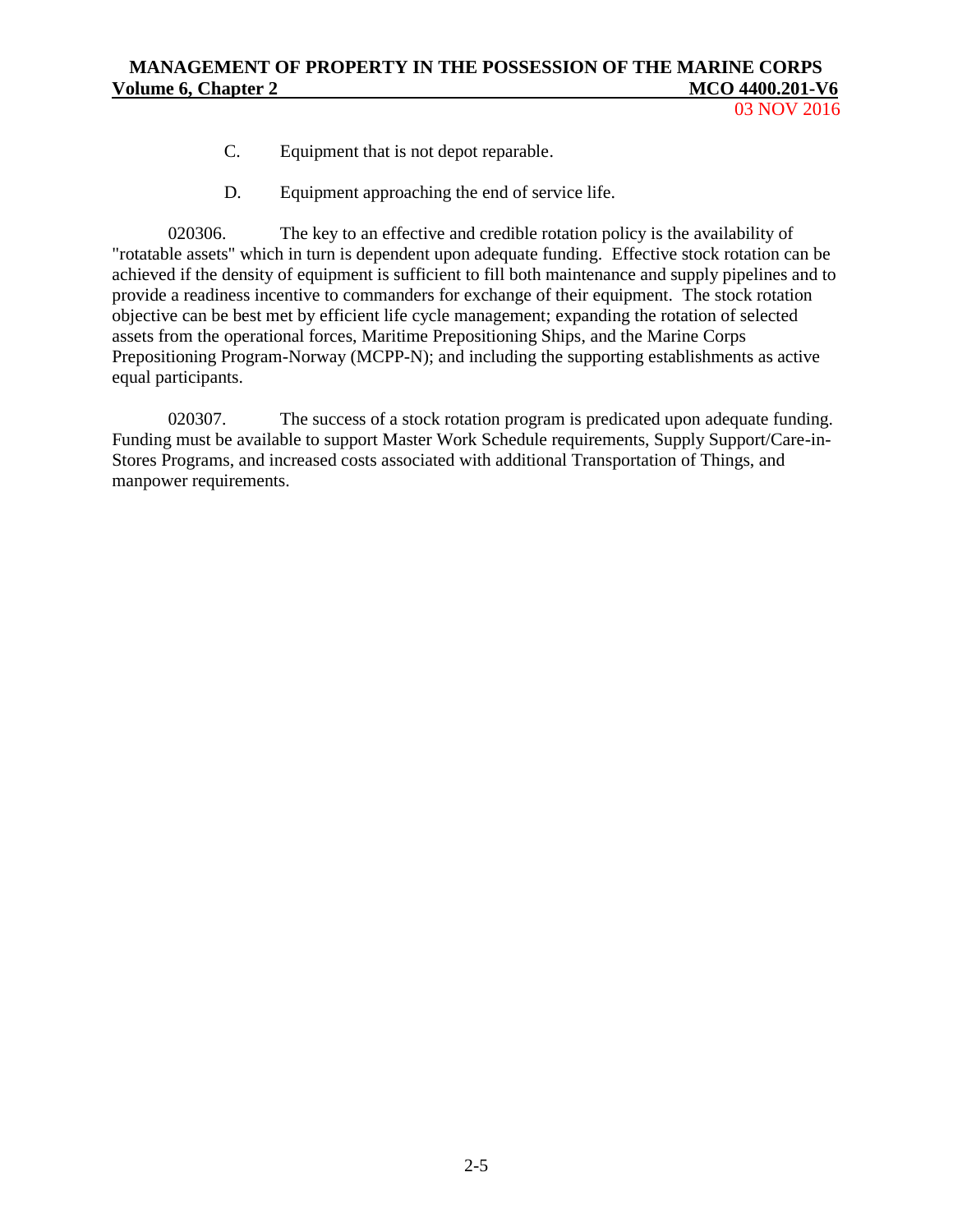C. Equipment that is not depot reparable.

D. Equipment approaching the end of service life.

020306. The key to an effective and credible rotation policy is the availability of "rotatable assets" which in turn is dependent upon adequate funding. Effective stock rotation can be achieved if the density of equipment is sufficient to fill both maintenance and supply pipelines and to provide a readiness incentive to commanders for exchange of their equipment. The stock rotation objective can be best met by efficient life cycle management; expanding the rotation of selected assets from the operational forces, Maritime Prepositioning Ships, and the Marine Corps Prepositioning Program-Norway (MCPP-N); and including the supporting establishments as active equal participants.

020307. The success of a stock rotation program is predicated upon adequate funding. Funding must be available to support Master Work Schedule requirements, Supply Support/Care-in-Stores Programs, and increased costs associated with additional Transportation of Things, and manpower requirements.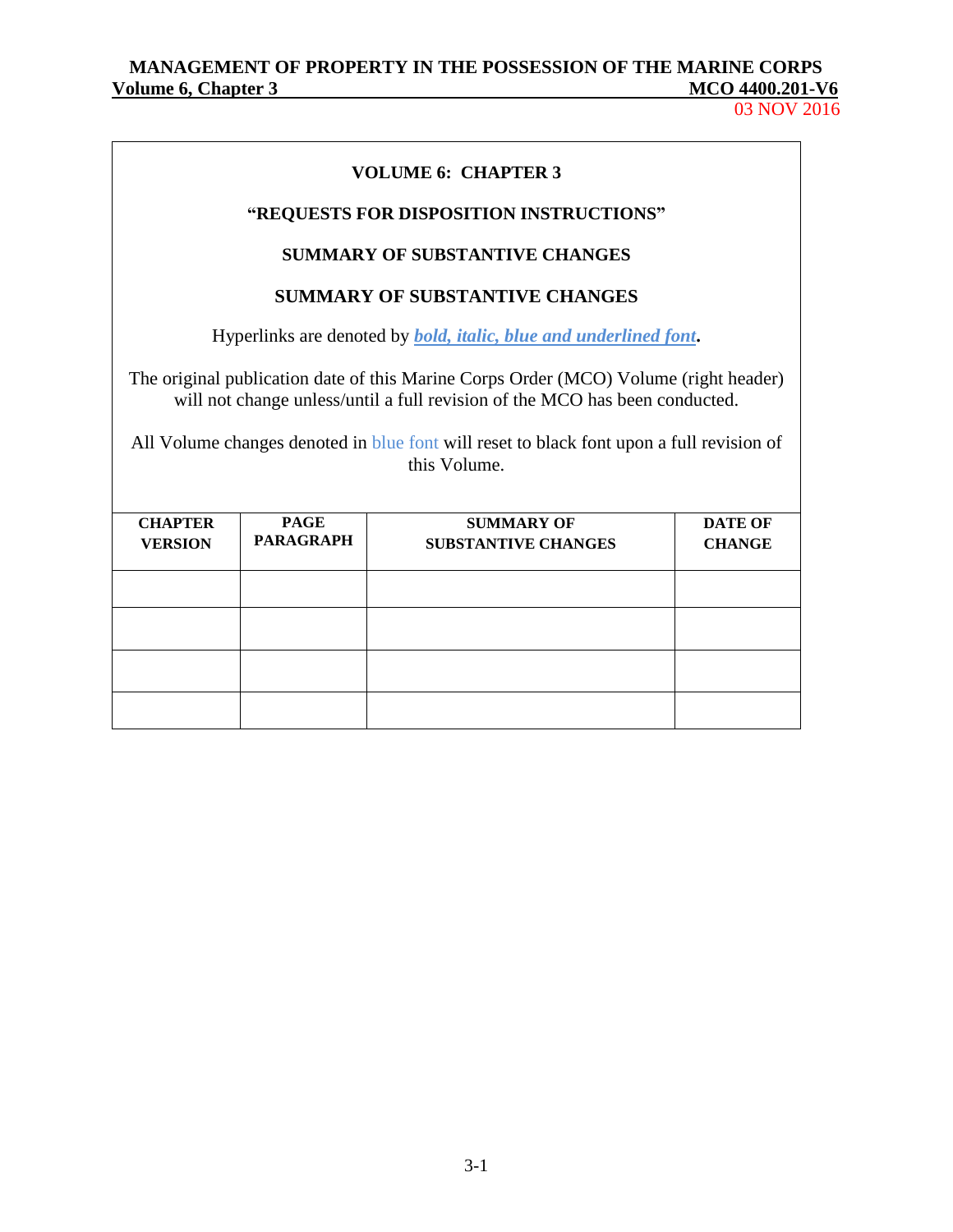# VOLUME 6: CHAPTER 3

## "REQUESTS FOR DISPOSITION INSTRUCTIONS"

## SUMMARY OF SUBSTANTIVE CHANGES

## SUMMARY OF SUBSTANTIVE CHANGES

Hyperlinks are denoted by ***bold, italic, blue and underlined font***.

The original publication date of this Marine Corps Order (MCO) Volume (right header) will not change unless/until a full revision of the MCO has been conducted.

All Volume changes denoted in blue font will reset to black font upon a full revision of this Volume.

| CHAPTER VERSION | PAGE PARAGRAPH | SUMMARY OF SUBSTANTIVE CHANGES | DATE OF CHANGE |
|---|---|---|---|
| | | | |
| | | | |
| | | | |
| | | | |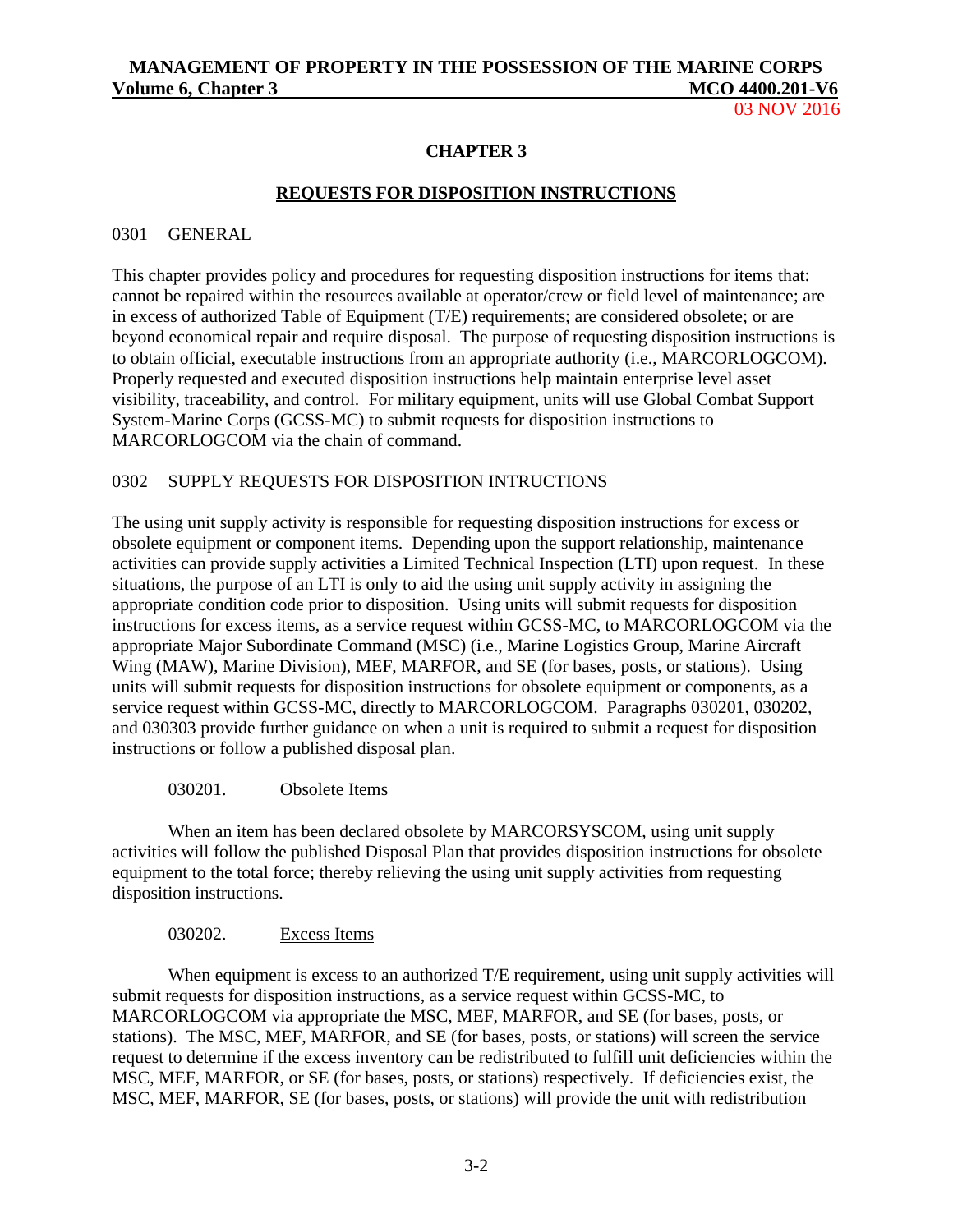# CHAPTER 3

## REQUESTS FOR DISPOSITION INSTRUCTIONS

### 0301 GENERAL

This chapter provides policy and procedures for requesting disposition instructions for items that: cannot be repaired within the resources available at operator/crew or field level of maintenance; are in excess of authorized Table of Equipment (T/E) requirements; are considered obsolete; or are beyond economical repair and require disposal. The purpose of requesting disposition instructions is to obtain official, executable instructions from an appropriate authority (i.e., MARCORLOGCOM). Properly requested and executed disposition instructions help maintain enterprise level asset visibility, traceability, and control. For military equipment, units will use Global Combat Support System-Marine Corps (GCSS-MC) to submit requests for disposition instructions to MARCORLOGCOM via the chain of command.

### 0302 SUPPLY REQUESTS FOR DISPOSITION INTRUCTIONS

The using unit supply activity is responsible for requesting disposition instructions for excess or obsolete equipment or component items. Depending upon the support relationship, maintenance activities can provide supply activities a Limited Technical Inspection (LTI) upon request. In these situations, the purpose of an LTI is only to aid the using unit supply activity in assigning the appropriate condition code prior to disposition. Using units will submit requests for disposition instructions for excess items, as a service request within GCSS-MC, to MARCORLOGCOM via the appropriate Major Subordinate Command (MSC) (i.e., Marine Logistics Group, Marine Aircraft Wing (MAW), Marine Division), MEF, MARFOR, and SE (for bases, posts, or stations). Using units will submit requests for disposition instructions for obsolete equipment or components, as a service request within GCSS-MC, directly to MARCORLOGCOM. Paragraphs 030201, 030202, and 030303 provide further guidance on when a unit is required to submit a request for disposition instructions or follow a published disposal plan.

#### 030201. Obsolete Items

When an item has been declared obsolete by MARCORSYSCOM, using unit supply activities will follow the published Disposal Plan that provides disposition instructions for obsolete equipment to the total force; thereby relieving the using unit supply activities from requesting disposition instructions.

#### 030202. Excess Items

When equipment is excess to an authorized T/E requirement, using unit supply activities will submit requests for disposition instructions, as a service request within GCSS-MC, to MARCORLOGCOM via appropriate the MSC, MEF, MARFOR, and SE (for bases, posts, or stations). The MSC, MEF, MARFOR, and SE (for bases, posts, or stations) will screen the service request to determine if the excess inventory can be redistributed to fulfill unit deficiencies within the MSC, MEF, MARFOR, or SE (for bases, posts, or stations) respectively. If deficiencies exist, the MSC, MEF, MARFOR, SE (for bases, posts, or stations) will provide the unit with redistribution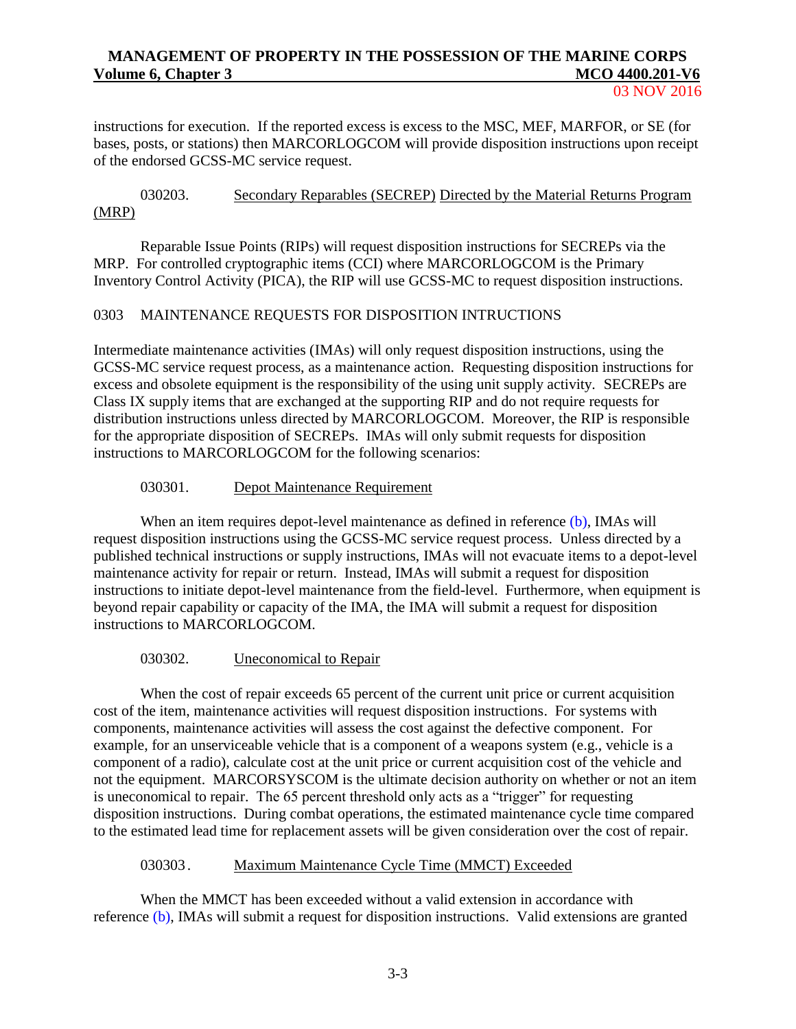instructions for execution. If the reported excess is excess to the MSC, MEF, MARFOR, or SE (for bases, posts, or stations) then MARCORLOGCOM will provide disposition instructions upon receipt of the endorsed GCSS-MC service request.

030203. Secondary Reparables (SECREP) Directed by the Material Returns Program (MRP)

Reparable Issue Points (RIPs) will request disposition instructions for SECREPs via the MRP. For controlled cryptographic items (CCI) where MARCORLOGCOM is the Primary Inventory Control Activity (PICA), the RIP will use GCSS-MC to request disposition instructions.

## 0303 MAINTENANCE REQUESTS FOR DISPOSITION INTRUCTIONS

Intermediate maintenance activities (IMAs) will only request disposition instructions, using the GCSS-MC service request process, as a maintenance action. Requesting disposition instructions for excess and obsolete equipment is the responsibility of the using unit supply activity. SECREPs are Class IX supply items that are exchanged at the supporting RIP and do not require requests for distribution instructions unless directed by MARCORLOGCOM. Moreover, the RIP is responsible for the appropriate disposition of SECREPs. IMAs will only submit requests for disposition instructions to MARCORLOGCOM for the following scenarios:

030301. Depot Maintenance Requirement

When an item requires depot-level maintenance as defined in reference (b), IMAs will request disposition instructions using the GCSS-MC service request process. Unless directed by a published technical instructions or supply instructions, IMAs will not evacuate items to a depot-level maintenance activity for repair or return. Instead, IMAs will submit a request for disposition instructions to initiate depot-level maintenance from the field-level. Furthermore, when equipment is beyond repair capability or capacity of the IMA, the IMA will submit a request for disposition instructions to MARCORLOGCOM.

030302. Uneconomical to Repair

When the cost of repair exceeds 65 percent of the current unit price or current acquisition cost of the item, maintenance activities will request disposition instructions. For systems with components, maintenance activities will assess the cost against the defective component. For example, for an unserviceable vehicle that is a component of a weapons system (e.g., vehicle is a component of a radio), calculate cost at the unit price or current acquisition cost of the vehicle and not the equipment. MARCORSYSCOM is the ultimate decision authority on whether or not an item is uneconomical to repair. The 65 percent threshold only acts as a "trigger" for requesting disposition instructions. During combat operations, the estimated maintenance cycle time compared to the estimated lead time for replacement assets will be given consideration over the cost of repair.

030303. Maximum Maintenance Cycle Time (MMCT) Exceeded

When the MMCT has been exceeded without a valid extension in accordance with reference (b), IMAs will submit a request for disposition instructions. Valid extensions are granted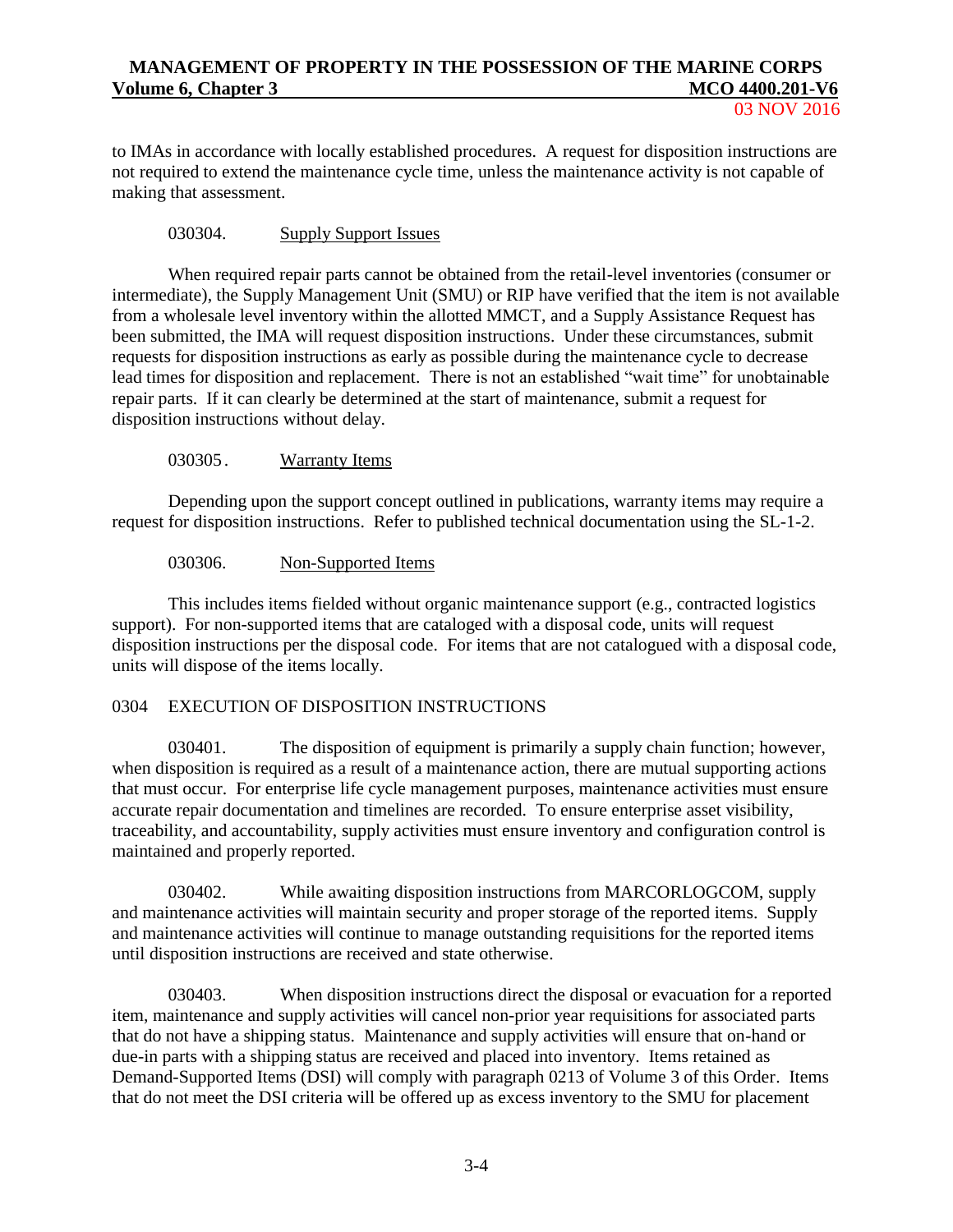to IMAs in accordance with locally established procedures. A request for disposition instructions are not required to extend the maintenance cycle time, unless the maintenance activity is not capable of making that assessment.

030304. Supply Support Issues

When required repair parts cannot be obtained from the retail-level inventories (consumer or intermediate), the Supply Management Unit (SMU) or RIP have verified that the item is not available from a wholesale level inventory within the allotted MMCT, and a Supply Assistance Request has been submitted, the IMA will request disposition instructions. Under these circumstances, submit requests for disposition instructions as early as possible during the maintenance cycle to decrease lead times for disposition and replacement. There is not an established "wait time" for unobtainable repair parts. If it can clearly be determined at the start of maintenance, submit a request for disposition instructions without delay.

030305. Warranty Items

Depending upon the support concept outlined in publications, warranty items may require a request for disposition instructions. Refer to published technical documentation using the SL-1-2.

030306. Non-Supported Items

This includes items fielded without organic maintenance support (e.g., contracted logistics support). For non-supported items that are cataloged with a disposal code, units will request disposition instructions per the disposal code. For items that are not catalogued with a disposal code, units will dispose of the items locally.

## 0304 EXECUTION OF DISPOSITION INSTRUCTIONS

030401. The disposition of equipment is primarily a supply chain function; however, when disposition is required as a result of a maintenance action, there are mutual supporting actions that must occur. For enterprise life cycle management purposes, maintenance activities must ensure accurate repair documentation and timelines are recorded. To ensure enterprise asset visibility, traceability, and accountability, supply activities must ensure inventory and configuration control is maintained and properly reported.

030402. While awaiting disposition instructions from MARCORLOGCOM, supply and maintenance activities will maintain security and proper storage of the reported items. Supply and maintenance activities will continue to manage outstanding requisitions for the reported items until disposition instructions are received and state otherwise.

030403. When disposition instructions direct the disposal or evacuation for a reported item, maintenance and supply activities will cancel non-prior year requisitions for associated parts that do not have a shipping status. Maintenance and supply activities will ensure that on-hand or due-in parts with a shipping status are received and placed into inventory. Items retained as Demand-Supported Items (DSI) will comply with paragraph 0213 of Volume 3 of this Order. Items that do not meet the DSI criteria will be offered up as excess inventory to the SMU for placement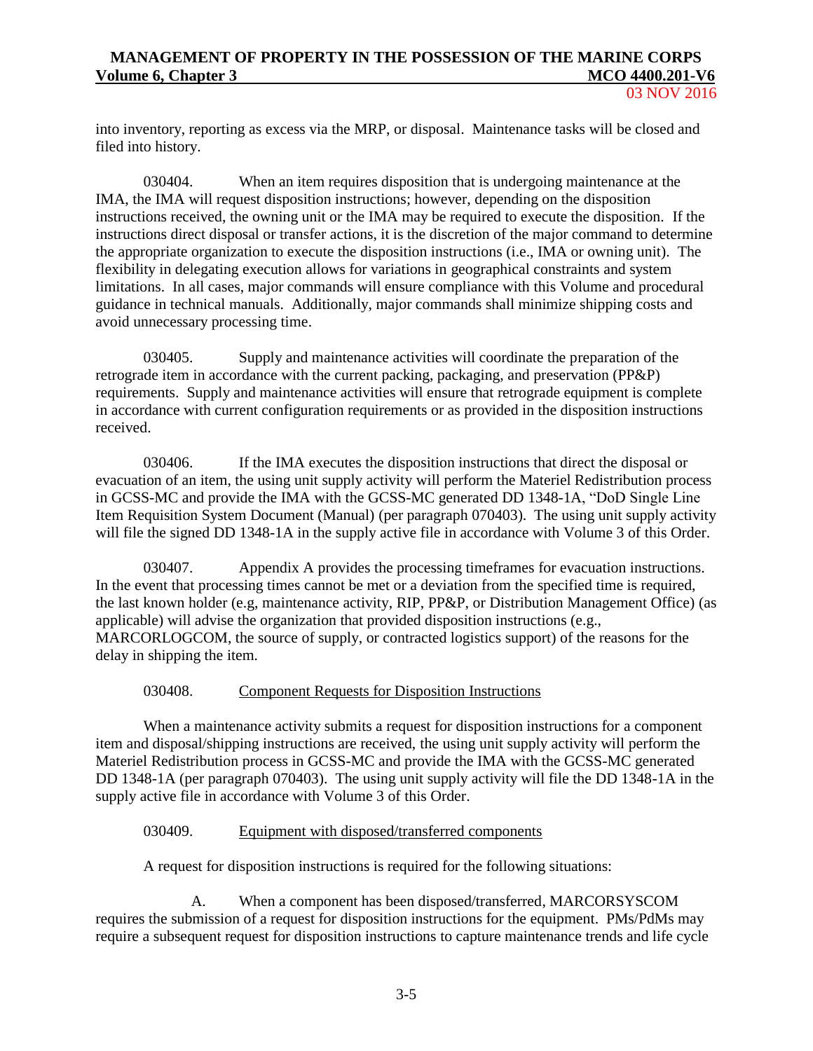into inventory, reporting as excess via the MRP, or disposal. Maintenance tasks will be closed and filed into history.

030404. When an item requires disposition that is undergoing maintenance at the IMA, the IMA will request disposition instructions; however, depending on the disposition instructions received, the owning unit or the IMA may be required to execute the disposition. If the instructions direct disposal or transfer actions, it is the discretion of the major command to determine the appropriate organization to execute the disposition instructions (i.e., IMA or owning unit). The flexibility in delegating execution allows for variations in geographical constraints and system limitations. In all cases, major commands will ensure compliance with this Volume and procedural guidance in technical manuals. Additionally, major commands shall minimize shipping costs and avoid unnecessary processing time.

030405. Supply and maintenance activities will coordinate the preparation of the retrograde item in accordance with the current packing, packaging, and preservation (PP&P) requirements. Supply and maintenance activities will ensure that retrograde equipment is complete in accordance with current configuration requirements or as provided in the disposition instructions received.

030406. If the IMA executes the disposition instructions that direct the disposal or evacuation of an item, the using unit supply activity will perform the Materiel Redistribution process in GCSS-MC and provide the IMA with the GCSS-MC generated DD 1348-1A, "DoD Single Line Item Requisition System Document (Manual) (per paragraph 070403). The using unit supply activity will file the signed DD 1348-1A in the supply active file in accordance with Volume 3 of this Order.

030407. Appendix A provides the processing timeframes for evacuation instructions. In the event that processing times cannot be met or a deviation from the specified time is required, the last known holder (e.g, maintenance activity, RIP, PP&P, or Distribution Management Office) (as applicable) will advise the organization that provided disposition instructions (e.g., MARCORLOGCOM, the source of supply, or contracted logistics support) of the reasons for the delay in shipping the item.

030408. Component Requests for Disposition Instructions

When a maintenance activity submits a request for disposition instructions for a component item and disposal/shipping instructions are received, the using unit supply activity will perform the Materiel Redistribution process in GCSS-MC and provide the IMA with the GCSS-MC generated DD 1348-1A (per paragraph 070403). The using unit supply activity will file the DD 1348-1A in the supply active file in accordance with Volume 3 of this Order.

030409. Equipment with disposed/transferred components

A request for disposition instructions is required for the following situations:

A. When a component has been disposed/transferred, MARCORSYSCOM requires the submission of a request for disposition instructions for the equipment. PMs/PdMs may require a subsequent request for disposition instructions to capture maintenance trends and life cycle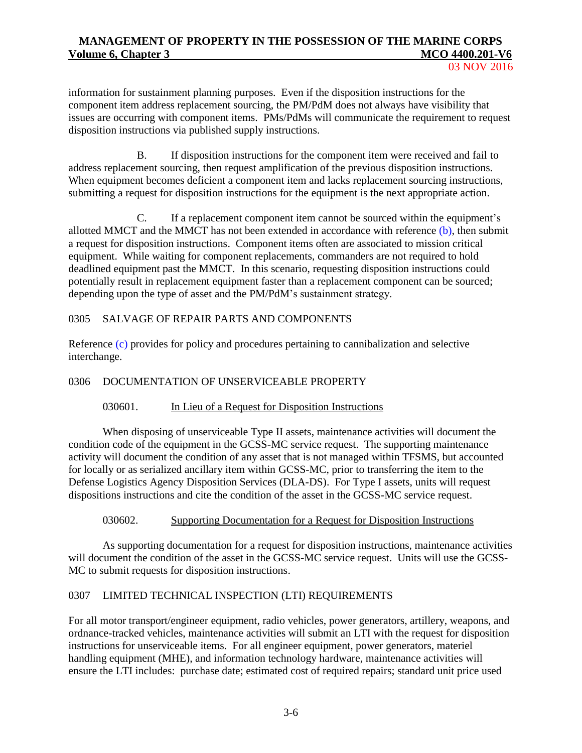information for sustainment planning purposes. Even if the disposition instructions for the component item address replacement sourcing, the PM/PdM does not always have visibility that issues are occurring with component items. PMs/PdMs will communicate the requirement to request disposition instructions via published supply instructions.

B. If disposition instructions for the component item were received and fail to address replacement sourcing, then request amplification of the previous disposition instructions. When equipment becomes deficient a component item and lacks replacement sourcing instructions, submitting a request for disposition instructions for the equipment is the next appropriate action.

C. If a replacement component item cannot be sourced within the equipment's allotted MMCT and the MMCT has not been extended in accordance with reference (b), then submit a request for disposition instructions. Component items often are associated to mission critical equipment. While waiting for component replacements, commanders are not required to hold deadlined equipment past the MMCT. In this scenario, requesting disposition instructions could potentially result in replacement equipment faster than a replacement component can be sourced; depending upon the type of asset and the PM/PdM's sustainment strategy.

## 0305 SALVAGE OF REPAIR PARTS AND COMPONENTS

Reference (c) provides for policy and procedures pertaining to cannibalization and selective interchange.

## 0306 DOCUMENTATION OF UNSERVICEABLE PROPERTY

### 030601. In Lieu of a Request for Disposition Instructions

When disposing of unserviceable Type II assets, maintenance activities will document the condition code of the equipment in the GCSS-MC service request. The supporting maintenance activity will document the condition of any asset that is not managed within TFSMS, but accounted for locally or as serialized ancillary item within GCSS-MC, prior to transferring the item to the Defense Logistics Agency Disposition Services (DLA-DS). For Type I assets, units will request dispositions instructions and cite the condition of the asset in the GCSS-MC service request.

### 030602. Supporting Documentation for a Request for Disposition Instructions

As supporting documentation for a request for disposition instructions, maintenance activities will document the condition of the asset in the GCSS-MC service request. Units will use the GCSS-MC to submit requests for disposition instructions.

## 0307 LIMITED TECHNICAL INSPECTION (LTI) REQUIREMENTS

For all motor transport/engineer equipment, radio vehicles, power generators, artillery, weapons, and ordnance-tracked vehicles, maintenance activities will submit an LTI with the request for disposition instructions for unserviceable items. For all engineer equipment, power generators, materiel handling equipment (MHE), and information technology hardware, maintenance activities will ensure the LTI includes: purchase date; estimated cost of required repairs; standard unit price used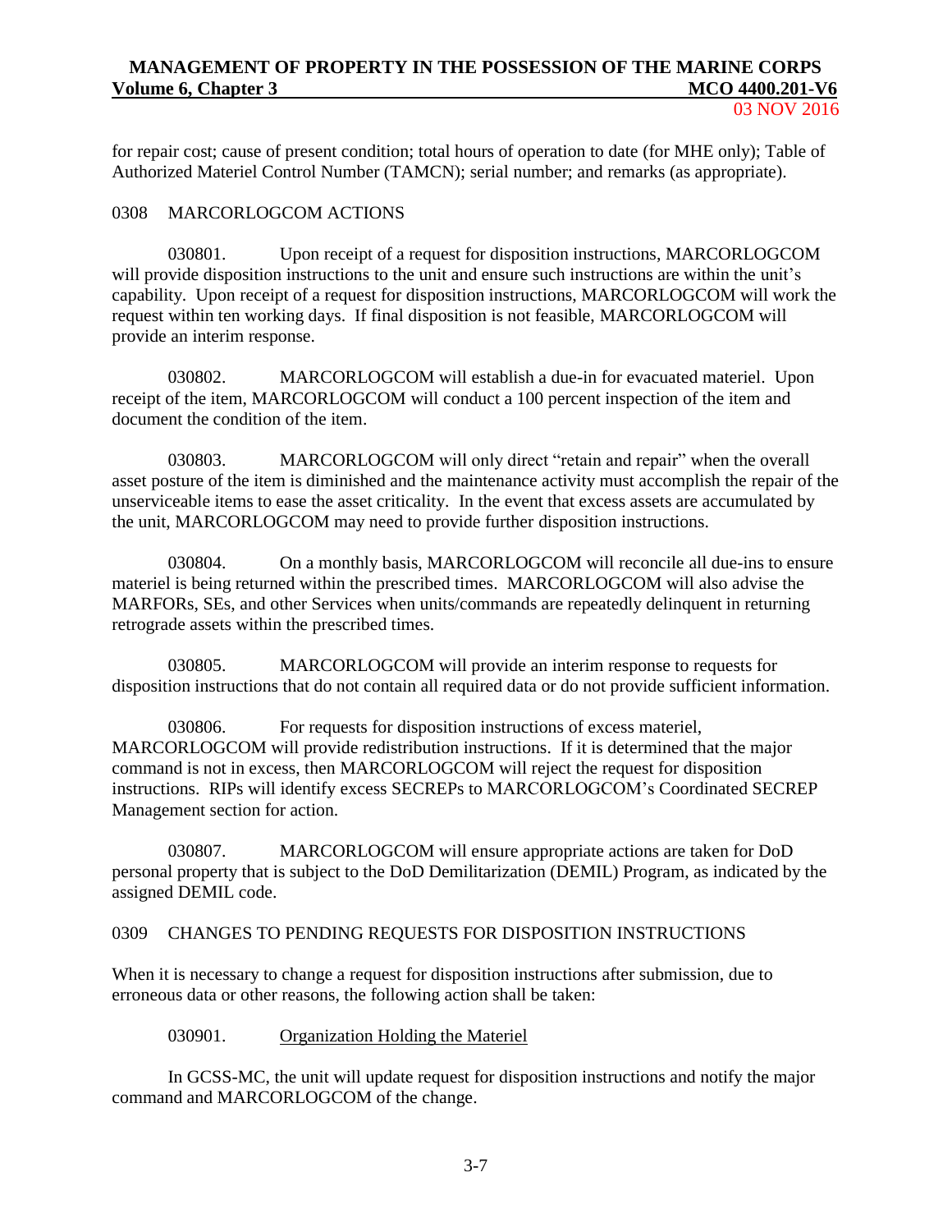for repair cost; cause of present condition; total hours of operation to date (for MHE only); Table of Authorized Materiel Control Number (TAMCN); serial number; and remarks (as appropriate).

## 0308 MARCORLOGCOM ACTIONS

030801. Upon receipt of a request for disposition instructions, MARCORLOGCOM will provide disposition instructions to the unit and ensure such instructions are within the unit's capability. Upon receipt of a request for disposition instructions, MARCORLOGCOM will work the request within ten working days. If final disposition is not feasible, MARCORLOGCOM will provide an interim response.

030802. MARCORLOGCOM will establish a due-in for evacuated materiel. Upon receipt of the item, MARCORLOGCOM will conduct a 100 percent inspection of the item and document the condition of the item.

030803. MARCORLOGCOM will only direct "retain and repair" when the overall asset posture of the item is diminished and the maintenance activity must accomplish the repair of the unserviceable items to ease the asset criticality. In the event that excess assets are accumulated by the unit, MARCORLOGCOM may need to provide further disposition instructions.

030804. On a monthly basis, MARCORLOGCOM will reconcile all due-ins to ensure materiel is being returned within the prescribed times. MARCORLOGCOM will also advise the MARFORs, SEs, and other Services when units/commands are repeatedly delinquent in returning retrograde assets within the prescribed times.

030805. MARCORLOGCOM will provide an interim response to requests for disposition instructions that do not contain all required data or do not provide sufficient information.

030806. For requests for disposition instructions of excess materiel, MARCORLOGCOM will provide redistribution instructions. If it is determined that the major command is not in excess, then MARCORLOGCOM will reject the request for disposition instructions. RIPs will identify excess SECREPs to MARCORLOGCOM's Coordinated SECREP Management section for action.

030807. MARCORLOGCOM will ensure appropriate actions are taken for DoD personal property that is subject to the DoD Demilitarization (DEMIL) Program, as indicated by the assigned DEMIL code.

## 0309 CHANGES TO PENDING REQUESTS FOR DISPOSITION INSTRUCTIONS

When it is necessary to change a request for disposition instructions after submission, due to erroneous data or other reasons, the following action shall be taken:

030901. Organization Holding the Materiel

In GCSS-MC, the unit will update request for disposition instructions and notify the major command and MARCORLOGCOM of the change.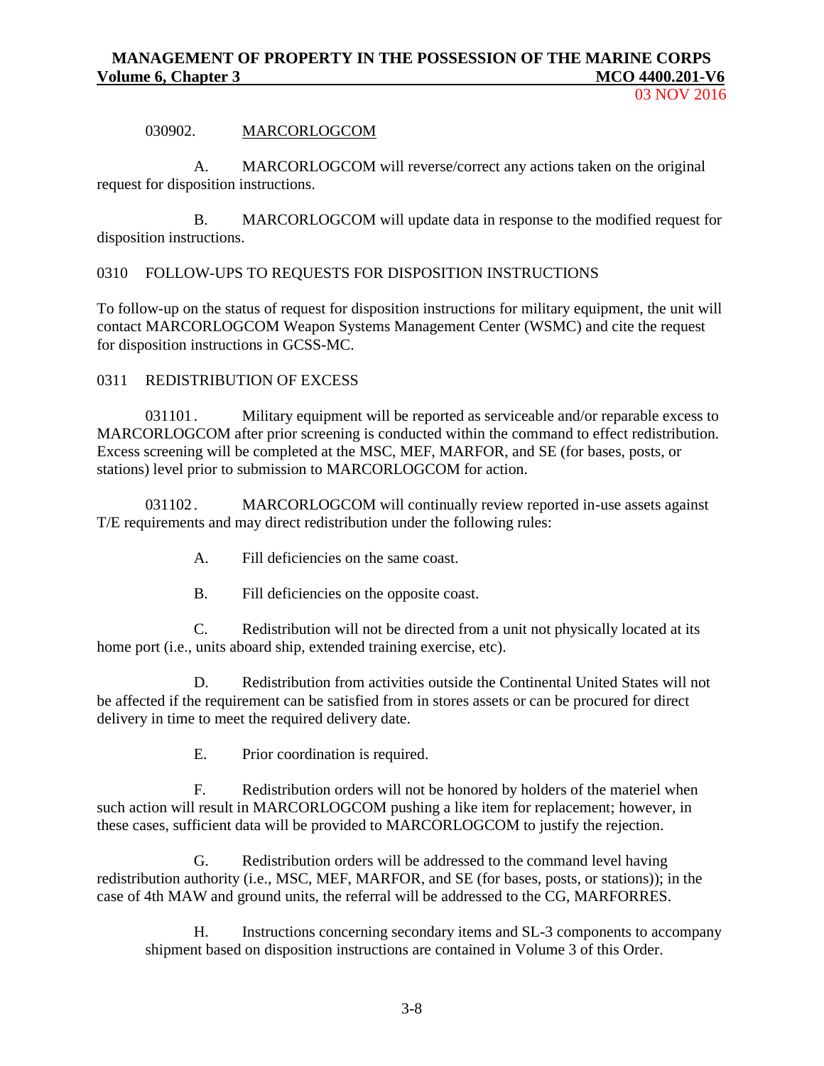030902. MARCORLOGCOM

A. MARCORLOGCOM will reverse/correct any actions taken on the original request for disposition instructions.

B. MARCORLOGCOM will update data in response to the modified request for disposition instructions.

## 0310 FOLLOW-UPS TO REQUESTS FOR DISPOSITION INSTRUCTIONS

To follow-up on the status of request for disposition instructions for military equipment, the unit will contact MARCORLOGCOM Weapon Systems Management Center (WSMC) and cite the request for disposition instructions in GCSS-MC.

## 0311 REDISTRIBUTION OF EXCESS

031101. Military equipment will be reported as serviceable and/or reparable excess to MARCORLOGCOM after prior screening is conducted within the command to effect redistribution. Excess screening will be completed at the MSC, MEF, MARFOR, and SE (for bases, posts, or stations) level prior to submission to MARCORLOGCOM for action.

031102. MARCORLOGCOM will continually review reported in-use assets against T/E requirements and may direct redistribution under the following rules:

A. Fill deficiencies on the same coast.

B. Fill deficiencies on the opposite coast.

C. Redistribution will not be directed from a unit not physically located at its home port (i.e., units aboard ship, extended training exercise, etc).

D. Redistribution from activities outside the Continental United States will not be affected if the requirement can be satisfied from in stores assets or can be procured for direct delivery in time to meet the required delivery date.

E. Prior coordination is required.

F. Redistribution orders will not be honored by holders of the materiel when such action will result in MARCORLOGCOM pushing a like item for replacement; however, in these cases, sufficient data will be provided to MARCORLOGCOM to justify the rejection.

G. Redistribution orders will be addressed to the command level having redistribution authority (i.e., MSC, MEF, MARFOR, and SE (for bases, posts, or stations)); in the case of 4th MAW and ground units, the referral will be addressed to the CG, MARFORRES.

H. Instructions concerning secondary items and SL-3 components to accompany shipment based on disposition instructions are contained in Volume 3 of this Order.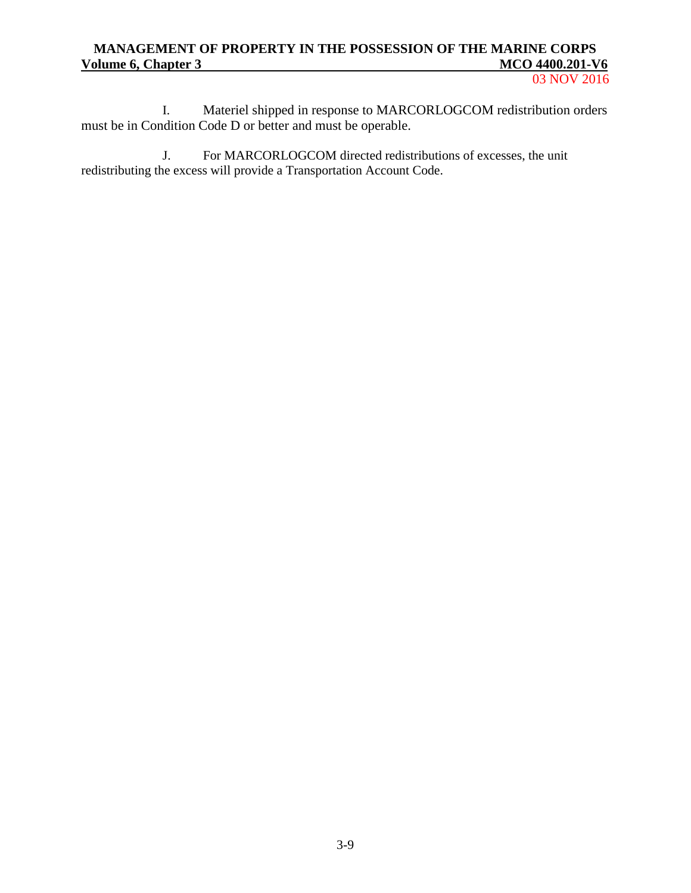I. Materiel shipped in response to MARCORLOGCOM redistribution orders must be in Condition Code D or better and must be operable.

J. For MARCORLOGCOM directed redistributions of excesses, the unit redistributing the excess will provide a Transportation Account Code.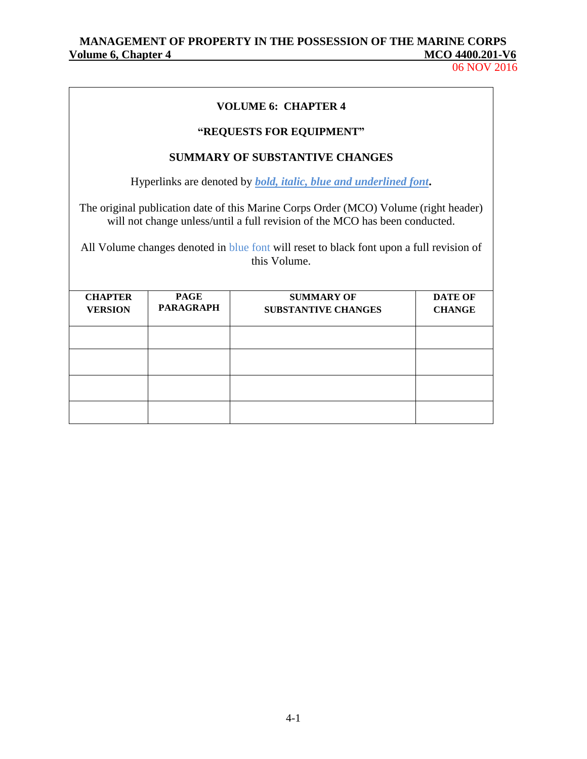**VOLUME 6: CHAPTER 4**

**"REQUESTS FOR EQUIPMENT"**

**SUMMARY OF SUBSTANTIVE CHANGES**

Hyperlinks are denoted by ***bold, italic, blue and underlined font***.

The original publication date of this Marine Corps Order (MCO) Volume (right header) will not change unless/until a full revision of the MCO has been conducted.

All Volume changes denoted in blue font will reset to black font upon a full revision of this Volume.

| CHAPTER VERSION | PAGE PARAGRAPH | SUMMARY OF SUBSTANTIVE CHANGES | DATE OF CHANGE |
|---|---|---|---|
| | | | |
| | | | |
| | | | |
| | | | |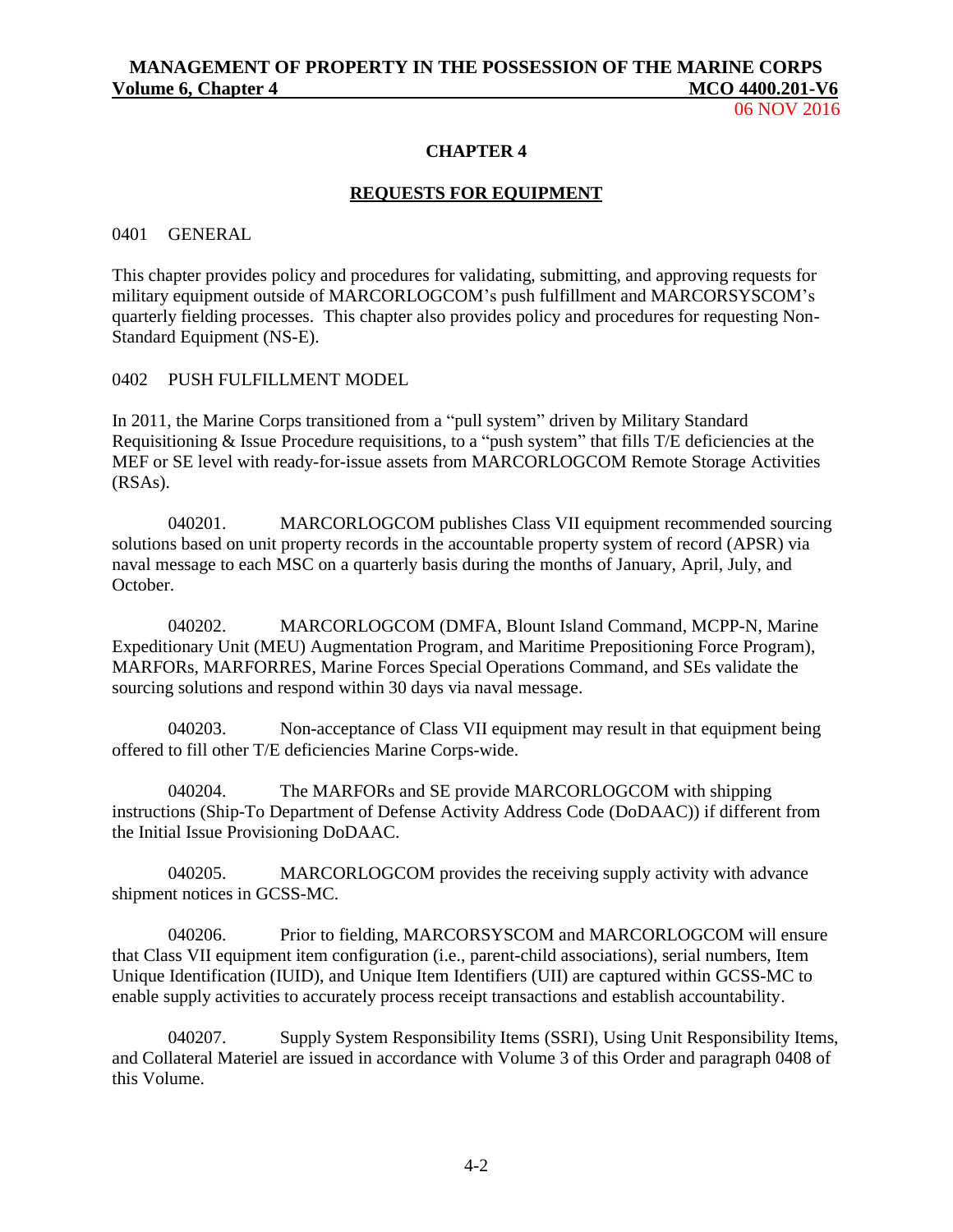# CHAPTER 4

## REQUESTS FOR EQUIPMENT

### 0401 GENERAL

This chapter provides policy and procedures for validating, submitting, and approving requests for military equipment outside of MARCORLOGCOM's push fulfillment and MARCORSYSCOM's quarterly fielding processes. This chapter also provides policy and procedures for requesting Non-Standard Equipment (NS-E).

### 0402 PUSH FULFILLMENT MODEL

In 2011, the Marine Corps transitioned from a "pull system" driven by Military Standard Requisitioning & Issue Procedure requisitions, to a "push system" that fills T/E deficiencies at the MEF or SE level with ready-for-issue assets from MARCORLOGCOM Remote Storage Activities (RSAs).

040201. MARCORLOGCOM publishes Class VII equipment recommended sourcing solutions based on unit property records in the accountable property system of record (APSR) via naval message to each MSC on a quarterly basis during the months of January, April, July, and October.

040202. MARCORLOGCOM (DMFA, Blount Island Command, MCPP-N, Marine Expeditionary Unit (MEU) Augmentation Program, and Maritime Prepositioning Force Program), MARFORs, MARFORRES, Marine Forces Special Operations Command, and SEs validate the sourcing solutions and respond within 30 days via naval message.

040203. Non-acceptance of Class VII equipment may result in that equipment being offered to fill other T/E deficiencies Marine Corps-wide.

040204. The MARFORs and SE provide MARCORLOGCOM with shipping instructions (Ship-To Department of Defense Activity Address Code (DoDAAC)) if different from the Initial Issue Provisioning DoDAAC.

040205. MARCORLOGCOM provides the receiving supply activity with advance shipment notices in GCSS-MC.

040206. Prior to fielding, MARCORSYSCOM and MARCORLOGCOM will ensure that Class VII equipment item configuration (i.e., parent-child associations), serial numbers, Item Unique Identification (IUID), and Unique Item Identifiers (UII) are captured within GCSS-MC to enable supply activities to accurately process receipt transactions and establish accountability.

040207. Supply System Responsibility Items (SSRI), Using Unit Responsibility Items, and Collateral Materiel are issued in accordance with Volume 3 of this Order and paragraph 0408 of this Volume.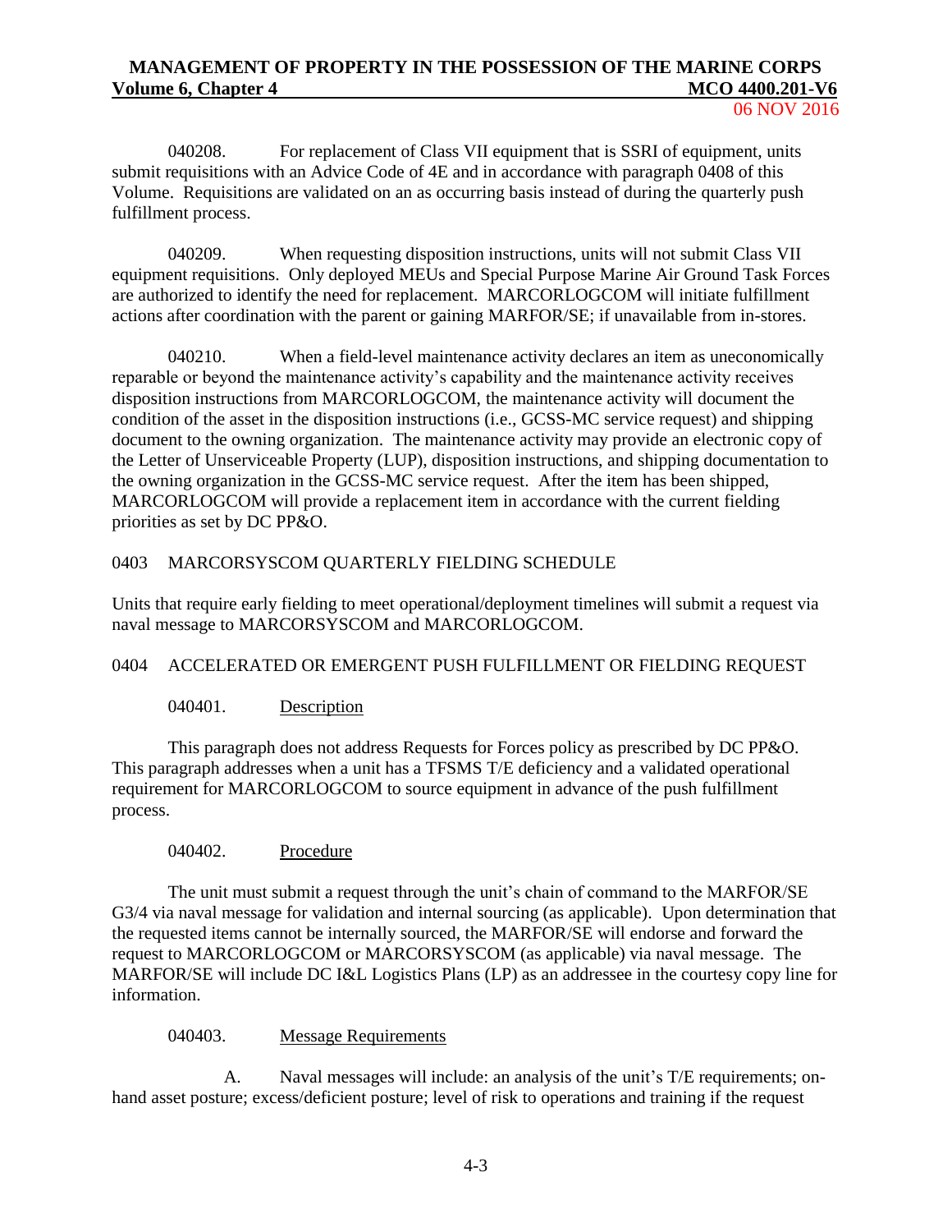040208. For replacement of Class VII equipment that is SSRI of equipment, units submit requisitions with an Advice Code of 4E and in accordance with paragraph 0408 of this Volume. Requisitions are validated on an as occurring basis instead of during the quarterly push fulfillment process.

040209. When requesting disposition instructions, units will not submit Class VII equipment requisitions. Only deployed MEUs and Special Purpose Marine Air Ground Task Forces are authorized to identify the need for replacement. MARCORLOGCOM will initiate fulfillment actions after coordination with the parent or gaining MARFOR/SE; if unavailable from in-stores.

040210. When a field-level maintenance activity declares an item as uneconomically reparable or beyond the maintenance activity's capability and the maintenance activity receives disposition instructions from MARCORLOGCOM, the maintenance activity will document the condition of the asset in the disposition instructions (i.e., GCSS-MC service request) and shipping document to the owning organization. The maintenance activity may provide an electronic copy of the Letter of Unserviceable Property (LUP), disposition instructions, and shipping documentation to the owning organization in the GCSS-MC service request. After the item has been shipped, MARCORLOGCOM will provide a replacement item in accordance with the current fielding priorities as set by DC PP&O.

## 0403 MARCORSYSCOM QUARTERLY FIELDING SCHEDULE

Units that require early fielding to meet operational/deployment timelines will submit a request via naval message to MARCORSYSCOM and MARCORLOGCOM.

## 0404 ACCELERATED OR EMERGENT PUSH FULFILLMENT OR FIELDING REQUEST

### 040401. Description

This paragraph does not address Requests for Forces policy as prescribed by DC PP&O. This paragraph addresses when a unit has a TFSMS T/E deficiency and a validated operational requirement for MARCORLOGCOM to source equipment in advance of the push fulfillment process.

### 040402. Procedure

The unit must submit a request through the unit's chain of command to the MARFOR/SE G3/4 via naval message for validation and internal sourcing (as applicable). Upon determination that the requested items cannot be internally sourced, the MARFOR/SE will endorse and forward the request to MARCORLOGCOM or MARCORSYSCOM (as applicable) via naval message. The MARFOR/SE will include DC I&L Logistics Plans (LP) as an addressee in the courtesy copy line for information.

### 040403. Message Requirements

A. Naval messages will include: an analysis of the unit's T/E requirements; on-hand asset posture; excess/deficient posture; level of risk to operations and training if the request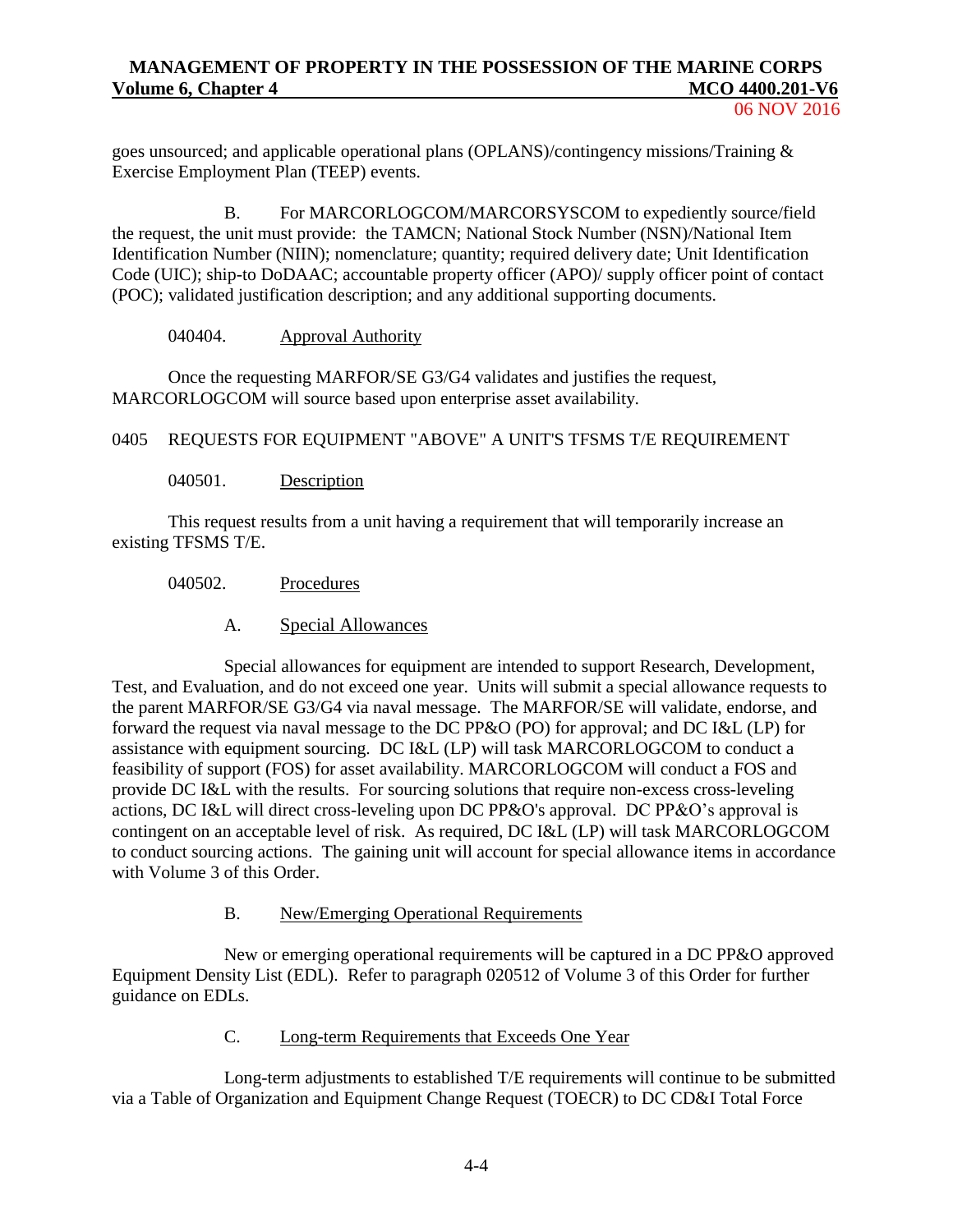goes unsourced; and applicable operational plans (OPLANS)/contingency missions/Training & Exercise Employment Plan (TEEP) events.

B. For MARCORLOGCOM/MARCORSYSCOM to expediently source/field the request, the unit must provide: the TAMCN; National Stock Number (NSN)/National Item Identification Number (NIIN); nomenclature; quantity; required delivery date; Unit Identification Code (UIC); ship-to DoDAAC; accountable property officer (APO)/ supply officer point of contact (POC); validated justification description; and any additional supporting documents.

040404. Approval Authority

Once the requesting MARFOR/SE G3/G4 validates and justifies the request, MARCORLOGCOM will source based upon enterprise asset availability.

0405 REQUESTS FOR EQUIPMENT "ABOVE" A UNIT'S TFSMS T/E REQUIREMENT

040501. Description

This request results from a unit having a requirement that will temporarily increase an existing TFSMS T/E.

040502. Procedures

A. Special Allowances

Special allowances for equipment are intended to support Research, Development, Test, and Evaluation, and do not exceed one year. Units will submit a special allowance requests to the parent MARFOR/SE G3/G4 via naval message. The MARFOR/SE will validate, endorse, and forward the request via naval message to the DC PP&O (PO) for approval; and DC I&L (LP) for assistance with equipment sourcing. DC I&L (LP) will task MARCORLOGCOM to conduct a feasibility of support (FOS) for asset availability. MARCORLOGCOM will conduct a FOS and provide DC I&L with the results. For sourcing solutions that require non-excess cross-leveling actions, DC I&L will direct cross-leveling upon DC PP&O's approval. DC PP&O's approval is contingent on an acceptable level of risk. As required, DC I&L (LP) will task MARCORLOGCOM to conduct sourcing actions. The gaining unit will account for special allowance items in accordance with Volume 3 of this Order.

B. New/Emerging Operational Requirements

New or emerging operational requirements will be captured in a DC PP&O approved Equipment Density List (EDL). Refer to paragraph 020512 of Volume 3 of this Order for further guidance on EDLs.

C. Long-term Requirements that Exceeds One Year

Long-term adjustments to established T/E requirements will continue to be submitted via a Table of Organization and Equipment Change Request (TOECR) to DC CD&I Total Force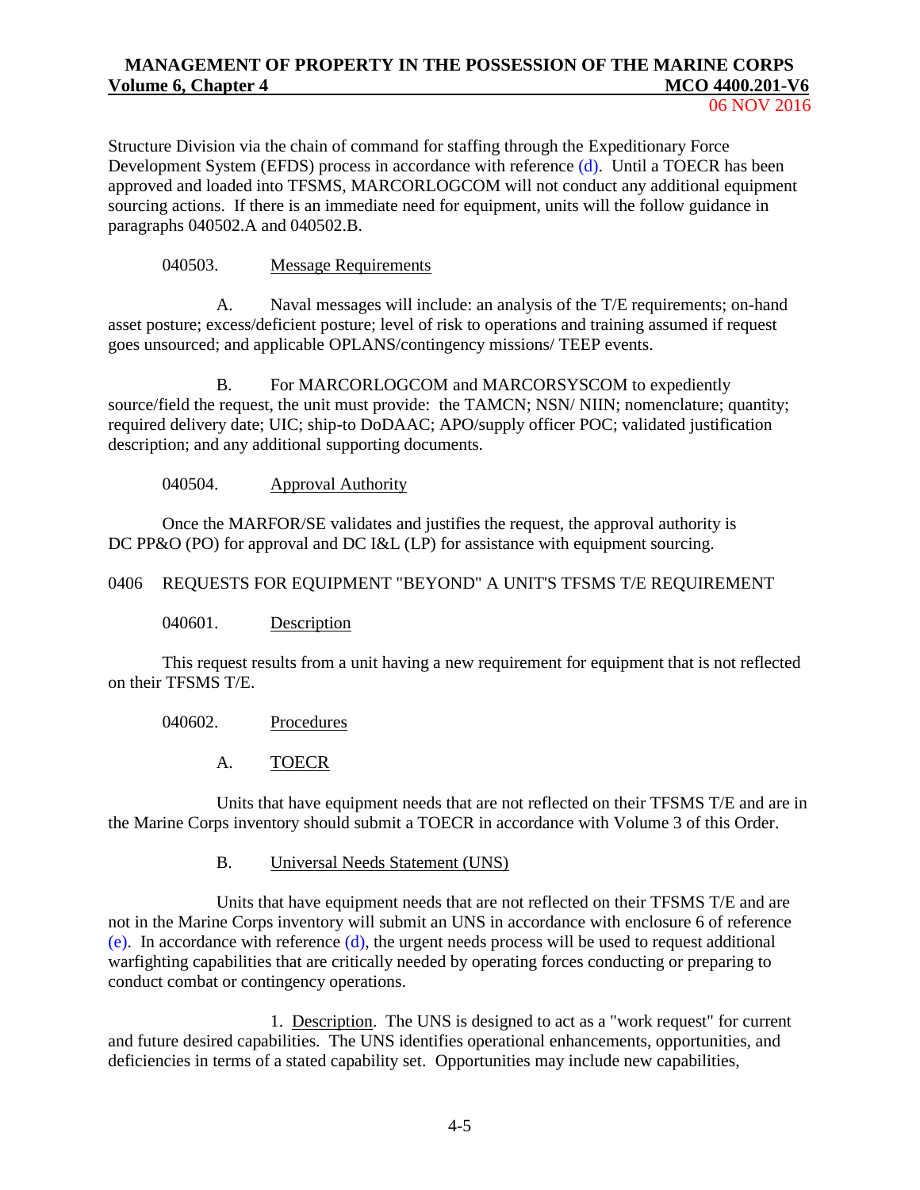Structure Division via the chain of command for staffing through the Expeditionary Force Development System (EFDS) process in accordance with reference (d). Until a TOECR has been approved and loaded into TFSMS, MARCORLOGCOM will not conduct any additional equipment sourcing actions. If there is an immediate need for equipment, units will the follow guidance in paragraphs 040502.A and 040502.B.

040503. Message Requirements

A. Naval messages will include: an analysis of the T/E requirements; on-hand asset posture; excess/deficient posture; level of risk to operations and training assumed if request goes unsourced; and applicable OPLANS/contingency missions/ TEEP events.

B. For MARCORLOGCOM and MARCORSYSCOM to expediently source/field the request, the unit must provide: the TAMCN; NSN/ NIIN; nomenclature; quantity; required delivery date; UIC; ship-to DoDAAC; APO/supply officer POC; validated justification description; and any additional supporting documents.

040504. Approval Authority

Once the MARFOR/SE validates and justifies the request, the approval authority is DC PP&O (PO) for approval and DC I&L (LP) for assistance with equipment sourcing.

## 0406 REQUESTS FOR EQUIPMENT "BEYOND" A UNIT'S TFSMS T/E REQUIREMENT

040601. Description

This request results from a unit having a new requirement for equipment that is not reflected on their TFSMS T/E.

040602. Procedures

A. TOECR

Units that have equipment needs that are not reflected on their TFSMS T/E and are in the Marine Corps inventory should submit a TOECR in accordance with Volume 3 of this Order.

B. Universal Needs Statement (UNS)

Units that have equipment needs that are not reflected on their TFSMS T/E and are not in the Marine Corps inventory will submit an UNS in accordance with enclosure 6 of reference (e). In accordance with reference (d), the urgent needs process will be used to request additional warfighting capabilities that are critically needed by operating forces conducting or preparing to conduct combat or contingency operations.

1. Description. The UNS is designed to act as a "work request" for current and future desired capabilities. The UNS identifies operational enhancements, opportunities, and deficiencies in terms of a stated capability set. Opportunities may include new capabilities,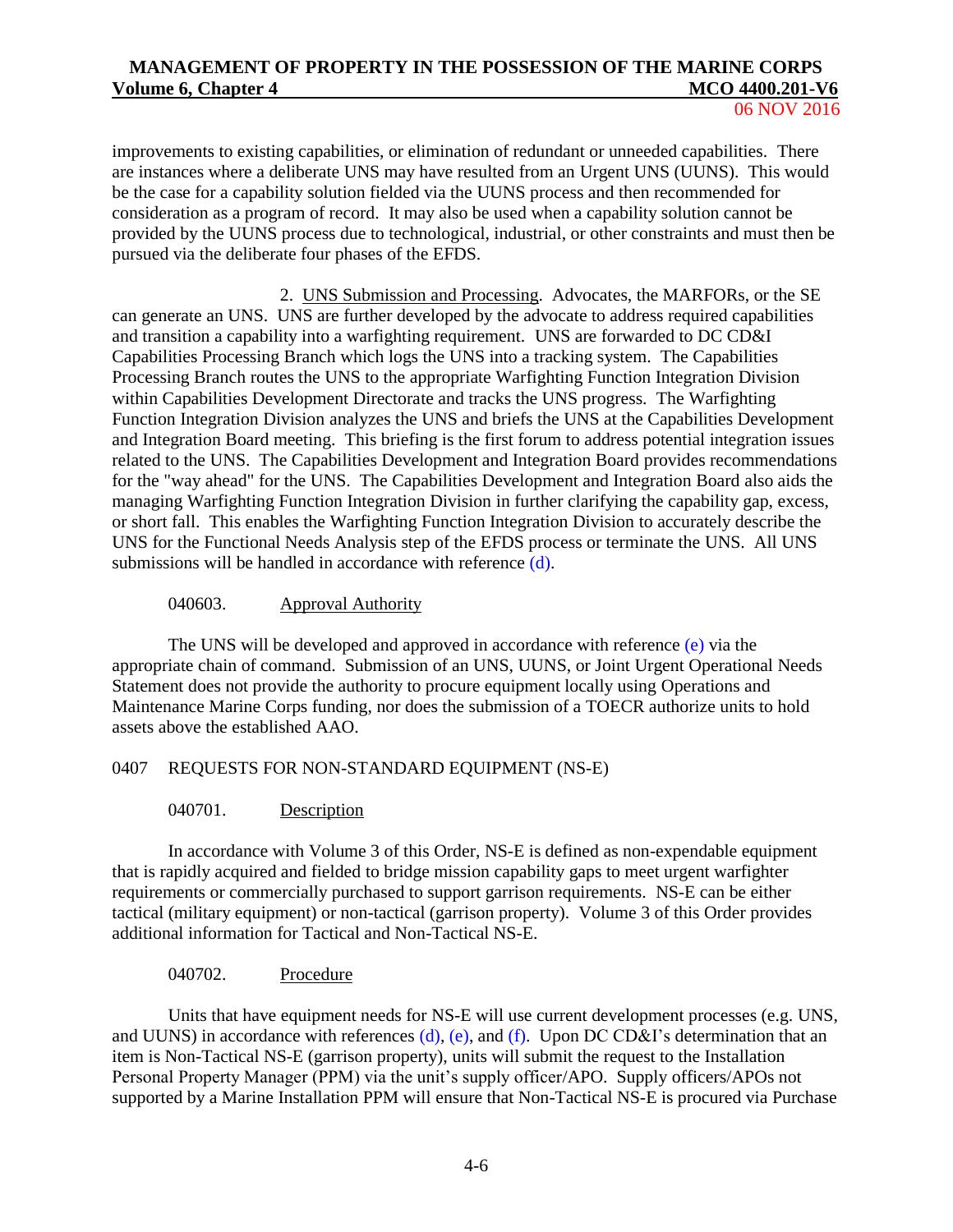improvements to existing capabilities, or elimination of redundant or unneeded capabilities. There are instances where a deliberate UNS may have resulted from an Urgent UNS (UUNS). This would be the case for a capability solution fielded via the UUNS process and then recommended for consideration as a program of record. It may also be used when a capability solution cannot be provided by the UUNS process due to technological, industrial, or other constraints and must then be pursued via the deliberate four phases of the EFDS.

2. UNS Submission and Processing. Advocates, the MARFORs, or the SE can generate an UNS. UNS are further developed by the advocate to address required capabilities and transition a capability into a warfighting requirement. UNS are forwarded to DC CD&I Capabilities Processing Branch which logs the UNS into a tracking system. The Capabilities Processing Branch routes the UNS to the appropriate Warfighting Function Integration Division within Capabilities Development Directorate and tracks the UNS progress. The Warfighting Function Integration Division analyzes the UNS and briefs the UNS at the Capabilities Development and Integration Board meeting. This briefing is the first forum to address potential integration issues related to the UNS. The Capabilities Development and Integration Board provides recommendations for the "way ahead" for the UNS. The Capabilities Development and Integration Board also aids the managing Warfighting Function Integration Division in further clarifying the capability gap, excess, or short fall. This enables the Warfighting Function Integration Division to accurately describe the UNS for the Functional Needs Analysis step of the EFDS process or terminate the UNS. All UNS submissions will be handled in accordance with reference (d).

040603. Approval Authority

The UNS will be developed and approved in accordance with reference (e) via the appropriate chain of command. Submission of an UNS, UUNS, or Joint Urgent Operational Needs Statement does not provide the authority to procure equipment locally using Operations and Maintenance Marine Corps funding, nor does the submission of a TOECR authorize units to hold assets above the established AAO.

## 0407 REQUESTS FOR NON-STANDARD EQUIPMENT (NS-E)

040701. Description

In accordance with Volume 3 of this Order, NS-E is defined as non-expendable equipment that is rapidly acquired and fielded to bridge mission capability gaps to meet urgent warfighter requirements or commercially purchased to support garrison requirements. NS-E can be either tactical (military equipment) or non-tactical (garrison property). Volume 3 of this Order provides additional information for Tactical and Non-Tactical NS-E.

040702. Procedure

Units that have equipment needs for NS-E will use current development processes (e.g. UNS, and UUNS) in accordance with references (d), (e), and (f). Upon DC CD&I's determination that an item is Non-Tactical NS-E (garrison property), units will submit the request to the Installation Personal Property Manager (PPM) via the unit's supply officer/APO. Supply officers/APOs not supported by a Marine Installation PPM will ensure that Non-Tactical NS-E is procured via Purchase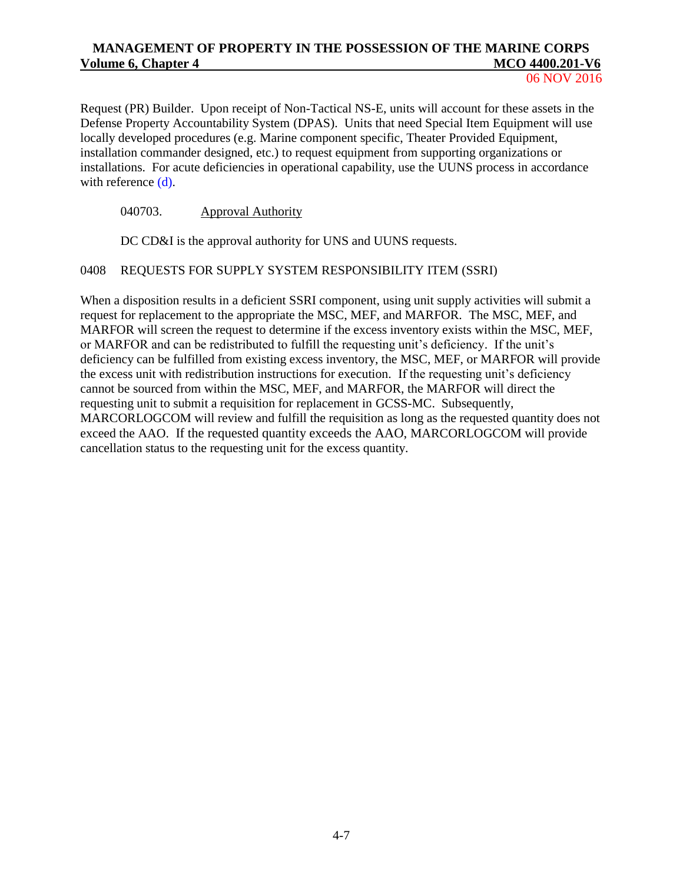Request (PR) Builder. Upon receipt of Non-Tactical NS-E, units will account for these assets in the Defense Property Accountability System (DPAS). Units that need Special Item Equipment will use locally developed procedures (e.g. Marine component specific, Theater Provided Equipment, installation commander designed, etc.) to request equipment from supporting organizations or installations. For acute deficiencies in operational capability, use the UUNS process in accordance with reference (d).

040703. Approval Authority

DC CD&I is the approval authority for UNS and UUNS requests.

## 0408 REQUESTS FOR SUPPLY SYSTEM RESPONSIBILITY ITEM (SSRI)

When a disposition results in a deficient SSRI component, using unit supply activities will submit a request for replacement to the appropriate the MSC, MEF, and MARFOR. The MSC, MEF, and MARFOR will screen the request to determine if the excess inventory exists within the MSC, MEF, or MARFOR and can be redistributed to fulfill the requesting unit's deficiency. If the unit's deficiency can be fulfilled from existing excess inventory, the MSC, MEF, or MARFOR will provide the excess unit with redistribution instructions for execution. If the requesting unit's deficiency cannot be sourced from within the MSC, MEF, and MARFOR, the MARFOR will direct the requesting unit to submit a requisition for replacement in GCSS-MC. Subsequently, MARCORLOGCOM will review and fulfill the requisition as long as the requested quantity does not exceed the AAO. If the requested quantity exceeds the AAO, MARCORLOGCOM will provide cancellation status to the requesting unit for the excess quantity.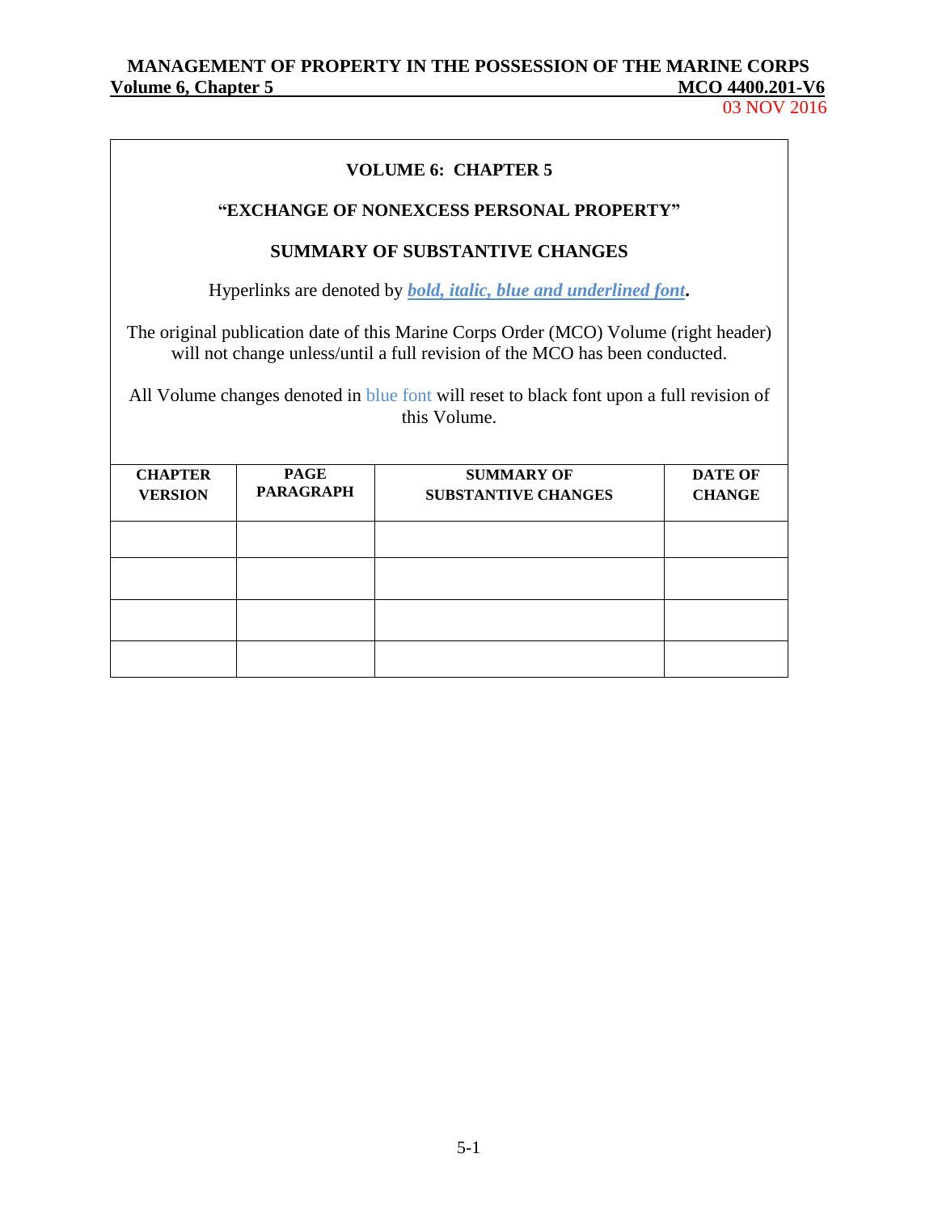## VOLUME 6: CHAPTER 5

## "EXCHANGE OF NONEXCESS PERSONAL PROPERTY"

## SUMMARY OF SUBSTANTIVE CHANGES

Hyperlinks are denoted by ***bold, italic, blue and underlined font***.

The original publication date of this Marine Corps Order (MCO) Volume (right header) will not change unless/until a full revision of the MCO has been conducted.

All Volume changes denoted in blue font will reset to black font upon a full revision of this Volume.

| CHAPTER VERSION | PAGE PARAGRAPH | SUMMARY OF SUBSTANTIVE CHANGES | DATE OF CHANGE |
|---|---|---|---|
| | | | |
| | | | |
| | | | |
| | | | |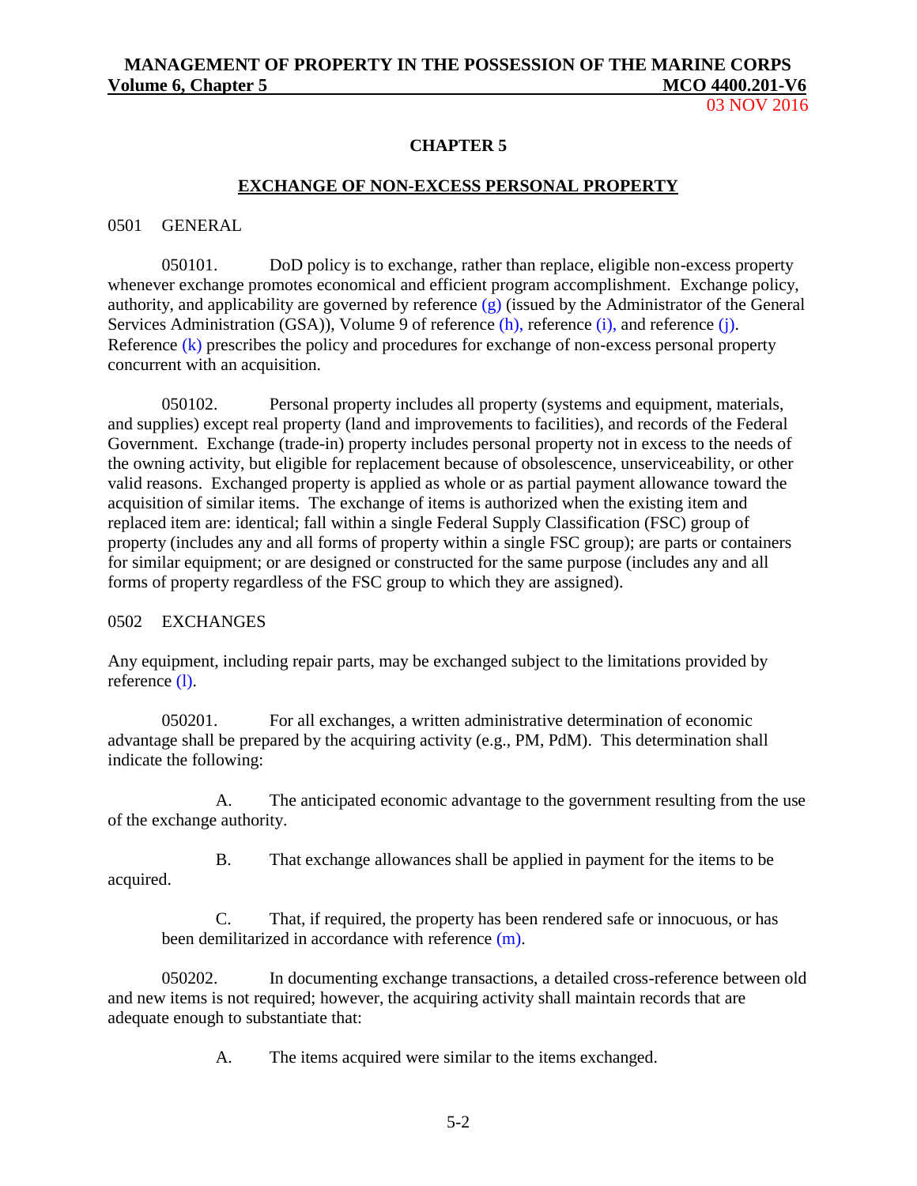# CHAPTER 5

## EXCHANGE OF NON-EXCESS PERSONAL PROPERTY

### 0501 GENERAL

050101. DoD policy is to exchange, rather than replace, eligible non-excess property whenever exchange promotes economical and efficient program accomplishment. Exchange policy, authority, and applicability are governed by reference (g) (issued by the Administrator of the General Services Administration (GSA)), Volume 9 of reference (h), reference (i), and reference (j). Reference (k) prescribes the policy and procedures for exchange of non-excess personal property concurrent with an acquisition.

050102. Personal property includes all property (systems and equipment, materials, and supplies) except real property (land and improvements to facilities), and records of the Federal Government. Exchange (trade-in) property includes personal property not in excess to the needs of the owning activity, but eligible for replacement because of obsolescence, unserviceability, or other valid reasons. Exchanged property is applied as whole or as partial payment allowance toward the acquisition of similar items. The exchange of items is authorized when the existing item and replaced item are: identical; fall within a single Federal Supply Classification (FSC) group of property (includes any and all forms of property within a single FSC group); are parts or containers for similar equipment; or are designed or constructed for the same purpose (includes any and all forms of property regardless of the FSC group to which they are assigned).

### 0502 EXCHANGES

Any equipment, including repair parts, may be exchanged subject to the limitations provided by reference (l).

050201. For all exchanges, a written administrative determination of economic advantage shall be prepared by the acquiring activity (e.g., PM, PdM). This determination shall indicate the following:

A. The anticipated economic advantage to the government resulting from the use of the exchange authority.

B. That exchange allowances shall be applied in payment for the items to be acquired.

C. That, if required, the property has been rendered safe or innocuous, or has been demilitarized in accordance with reference (m).

050202. In documenting exchange transactions, a detailed cross-reference between old and new items is not required; however, the acquiring activity shall maintain records that are adequate enough to substantiate that:

A. The items acquired were similar to the items exchanged.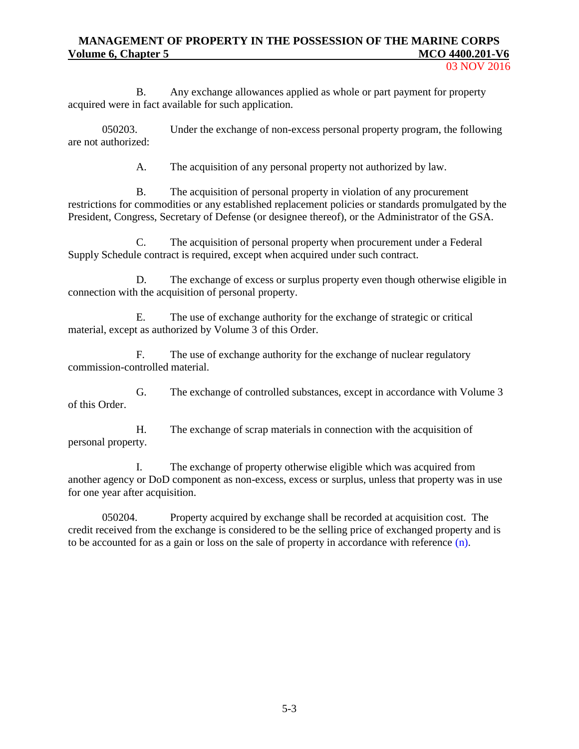B. Any exchange allowances applied as whole or part payment for property acquired were in fact available for such application.

050203. Under the exchange of non-excess personal property program, the following are not authorized:

A. The acquisition of any personal property not authorized by law.

B. The acquisition of personal property in violation of any procurement restrictions for commodities or any established replacement policies or standards promulgated by the President, Congress, Secretary of Defense (or designee thereof), or the Administrator of the GSA.

C. The acquisition of personal property when procurement under a Federal Supply Schedule contract is required, except when acquired under such contract.

D. The exchange of excess or surplus property even though otherwise eligible in connection with the acquisition of personal property.

E. The use of exchange authority for the exchange of strategic or critical material, except as authorized by Volume 3 of this Order.

F. The use of exchange authority for the exchange of nuclear regulatory commission-controlled material.

G. The exchange of controlled substances, except in accordance with Volume 3 of this Order.

H. The exchange of scrap materials in connection with the acquisition of personal property.

I. The exchange of property otherwise eligible which was acquired from another agency or DoD component as non-excess, excess or surplus, unless that property was in use for one year after acquisition.

050204. Property acquired by exchange shall be recorded at acquisition cost. The credit received from the exchange is considered to be the selling price of exchanged property and is to be accounted for as a gain or loss on the sale of property in accordance with reference (n).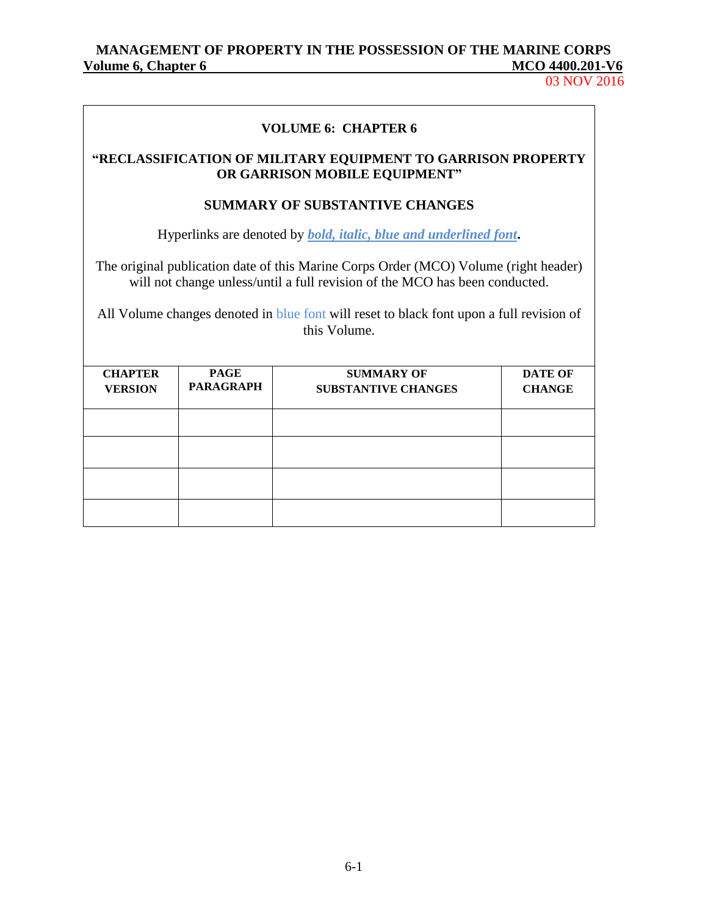## VOLUME 6: CHAPTER 6

## "RECLASSIFICATION OF MILITARY EQUIPMENT TO GARRISON PROPERTY OR GARRISON MOBILE EQUIPMENT"

## SUMMARY OF SUBSTANTIVE CHANGES

Hyperlinks are denoted by ***bold, italic, blue and underlined font***.

The original publication date of this Marine Corps Order (MCO) Volume (right header) will not change unless/until a full revision of the MCO has been conducted.

All Volume changes denoted in blue font will reset to black font upon a full revision of this Volume.

| CHAPTER VERSION | PAGE PARAGRAPH | SUMMARY OF SUBSTANTIVE CHANGES | DATE OF CHANGE |
|---|---|---|---|
| | | | |
| | | | |
| | | | |
| | | | |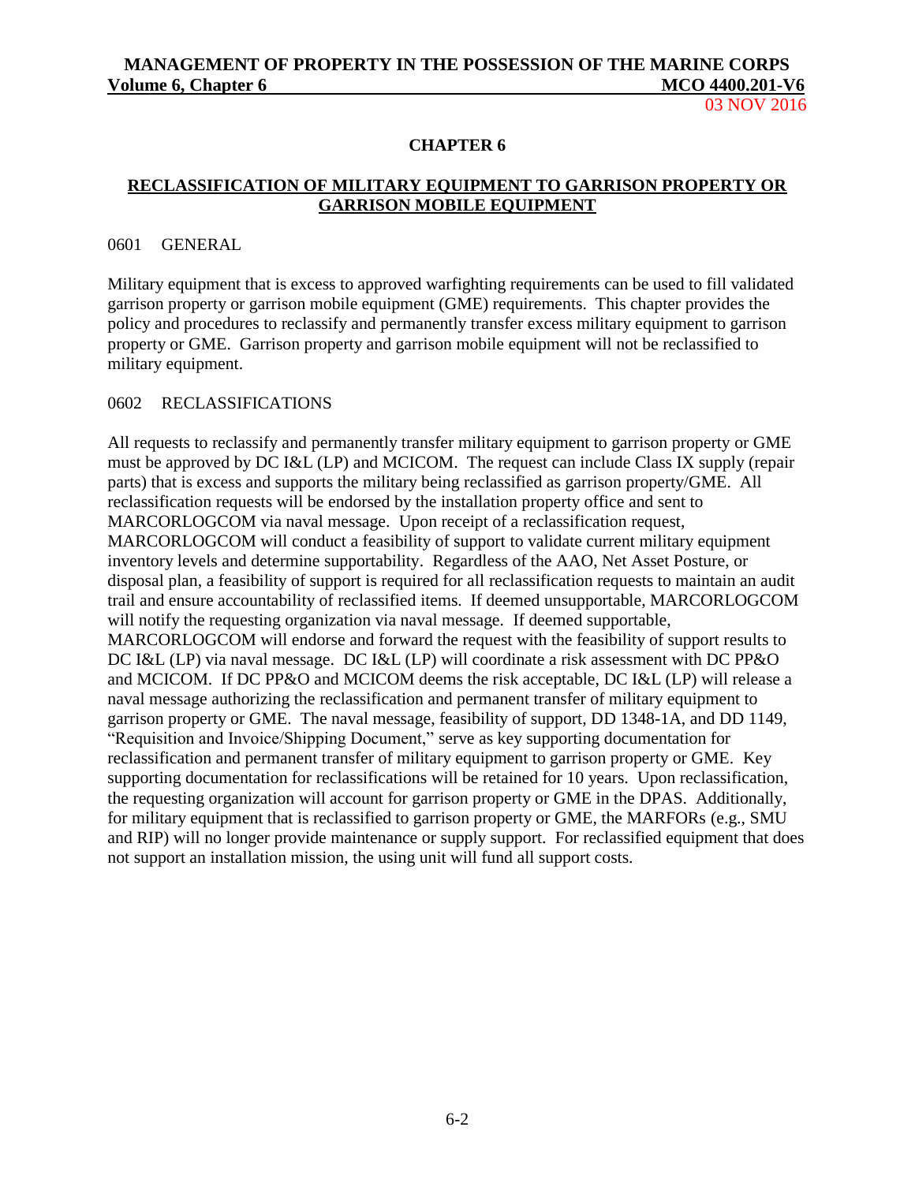# CHAPTER 6

## RECLASSIFICATION OF MILITARY EQUIPMENT TO GARRISON PROPERTY OR GARRISON MOBILE EQUIPMENT

### 0601 GENERAL

Military equipment that is excess to approved warfighting requirements can be used to fill validated garrison property or garrison mobile equipment (GME) requirements. This chapter provides the policy and procedures to reclassify and permanently transfer excess military equipment to garrison property or GME. Garrison property and garrison mobile equipment will not be reclassified to military equipment.

### 0602 RECLASSIFICATIONS

All requests to reclassify and permanently transfer military equipment to garrison property or GME must be approved by DC I&L (LP) and MCICOM. The request can include Class IX supply (repair parts) that is excess and supports the military being reclassified as garrison property/GME. All reclassification requests will be endorsed by the installation property office and sent to MARCORLOGCOM via naval message. Upon receipt of a reclassification request, MARCORLOGCOM will conduct a feasibility of support to validate current military equipment inventory levels and determine supportability. Regardless of the AAO, Net Asset Posture, or disposal plan, a feasibility of support is required for all reclassification requests to maintain an audit trail and ensure accountability of reclassified items. If deemed unsupportable, MARCORLOGCOM will notify the requesting organization via naval message. If deemed supportable, MARCORLOGCOM will endorse and forward the request with the feasibility of support results to DC I&L (LP) via naval message. DC I&L (LP) will coordinate a risk assessment with DC PP&O and MCICOM. If DC PP&O and MCICOM deems the risk acceptable, DC I&L (LP) will release a naval message authorizing the reclassification and permanent transfer of military equipment to garrison property or GME. The naval message, feasibility of support, DD 1348-1A, and DD 1149, "Requisition and Invoice/Shipping Document," serve as key supporting documentation for reclassification and permanent transfer of military equipment to garrison property or GME. Key supporting documentation for reclassifications will be retained for 10 years. Upon reclassification, the requesting organization will account for garrison property or GME in the DPAS. Additionally, for military equipment that is reclassified to garrison property or GME, the MARFORs (e.g., SMU and RIP) will no longer provide maintenance or supply support. For reclassified equipment that does not support an installation mission, the using unit will fund all support costs.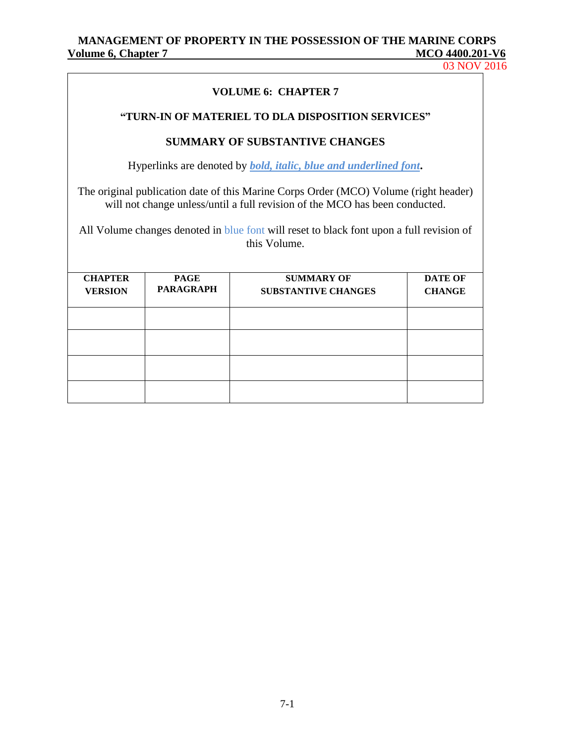## VOLUME 6: CHAPTER 7

## "TURN-IN OF MATERIEL TO DLA DISPOSITION SERVICES"

## SUMMARY OF SUBSTANTIVE CHANGES

Hyperlinks are denoted by ***bold, italic, blue and underlined font*.**

The original publication date of this Marine Corps Order (MCO) Volume (right header) will not change unless/until a full revision of the MCO has been conducted.

All Volume changes denoted in blue font will reset to black font upon a full revision of this Volume.

| CHAPTER VERSION | PAGE PARAGRAPH | SUMMARY OF SUBSTANTIVE CHANGES | DATE OF CHANGE |
|---|---|---|---|
| | | | |
| | | | |
| | | | |
| | | | |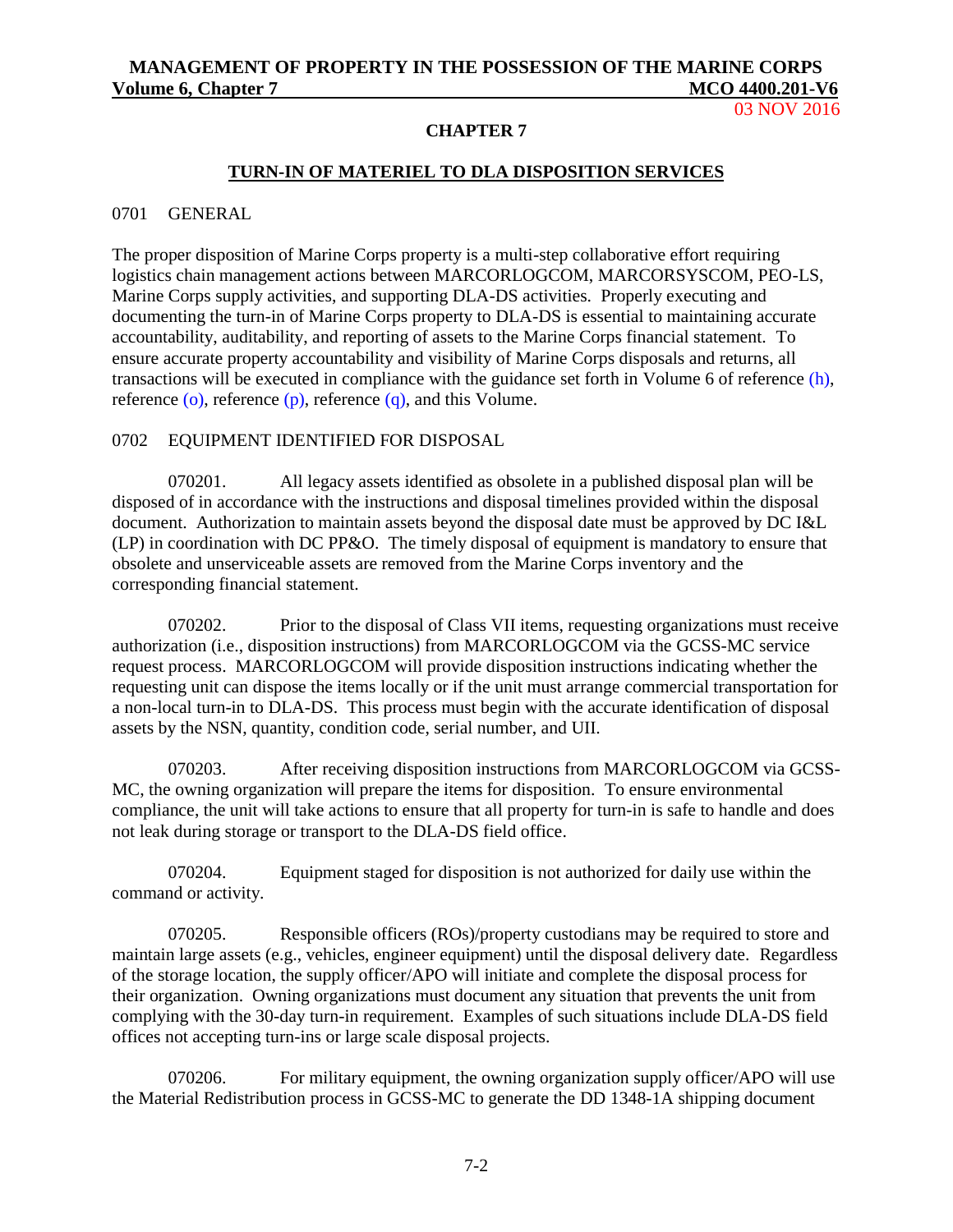## CHAPTER 7

### TURN-IN OF MATERIEL TO DLA DISPOSITION SERVICES

0701 GENERAL

The proper disposition of Marine Corps property is a multi-step collaborative effort requiring logistics chain management actions between MARCORLOGCOM, MARCORSYSCOM, PEO-LS, Marine Corps supply activities, and supporting DLA-DS activities. Properly executing and documenting the turn-in of Marine Corps property to DLA-DS is essential to maintaining accurate accountability, auditability, and reporting of assets to the Marine Corps financial statement. To ensure accurate property accountability and visibility of Marine Corps disposals and returns, all transactions will be executed in compliance with the guidance set forth in Volume 6 of reference (h), reference (o), reference (p), reference (q), and this Volume.

0702 EQUIPMENT IDENTIFIED FOR DISPOSAL

070201. All legacy assets identified as obsolete in a published disposal plan will be disposed of in accordance with the instructions and disposal timelines provided within the disposal document. Authorization to maintain assets beyond the disposal date must be approved by DC I&L (LP) in coordination with DC PP&O. The timely disposal of equipment is mandatory to ensure that obsolete and unserviceable assets are removed from the Marine Corps inventory and the corresponding financial statement.

070202. Prior to the disposal of Class VII items, requesting organizations must receive authorization (i.e., disposition instructions) from MARCORLOGCOM via the GCSS-MC service request process. MARCORLOGCOM will provide disposition instructions indicating whether the requesting unit can dispose the items locally or if the unit must arrange commercial transportation for a non-local turn-in to DLA-DS. This process must begin with the accurate identification of disposal assets by the NSN, quantity, condition code, serial number, and UII.

070203. After receiving disposition instructions from MARCORLOGCOM via GCSS-MC, the owning organization will prepare the items for disposition. To ensure environmental compliance, the unit will take actions to ensure that all property for turn-in is safe to handle and does not leak during storage or transport to the DLA-DS field office.

070204. Equipment staged for disposition is not authorized for daily use within the command or activity.

070205. Responsible officers (ROs)/property custodians may be required to store and maintain large assets (e.g., vehicles, engineer equipment) until the disposal delivery date. Regardless of the storage location, the supply officer/APO will initiate and complete the disposal process for their organization. Owning organizations must document any situation that prevents the unit from complying with the 30-day turn-in requirement. Examples of such situations include DLA-DS field offices not accepting turn-ins or large scale disposal projects.

070206. For military equipment, the owning organization supply officer/APO will use the Material Redistribution process in GCSS-MC to generate the DD 1348-1A shipping document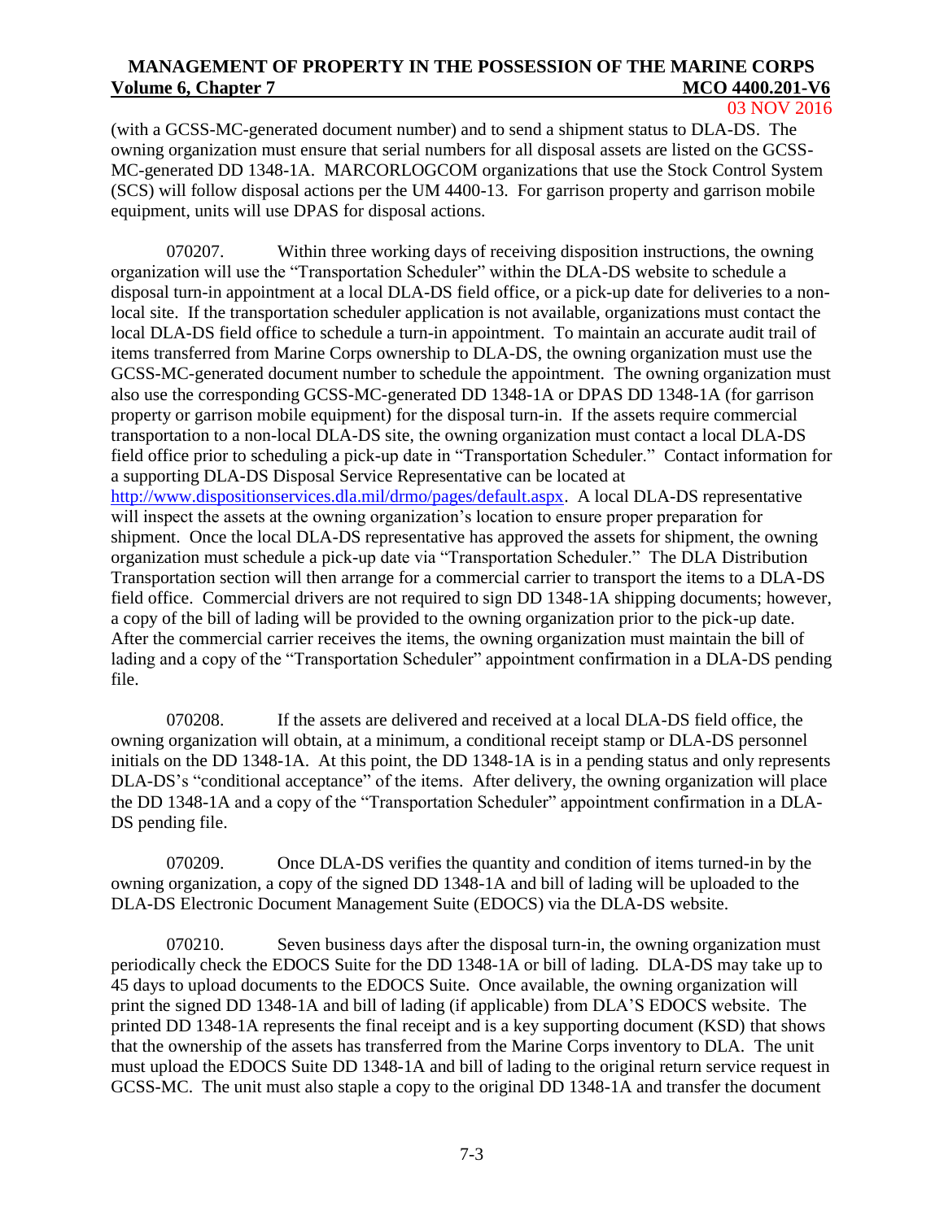(with a GCSS-MC-generated document number) and to send a shipment status to DLA-DS. The owning organization must ensure that serial numbers for all disposal assets are listed on the GCSS-MC-generated DD 1348-1A. MARCORLOGCOM organizations that use the Stock Control System (SCS) will follow disposal actions per the UM 4400-13. For garrison property and garrison mobile equipment, units will use DPAS for disposal actions.

070207. Within three working days of receiving disposition instructions, the owning organization will use the "Transportation Scheduler" within the DLA-DS website to schedule a disposal turn-in appointment at a local DLA-DS field office, or a pick-up date for deliveries to a non-local site. If the transportation scheduler application is not available, organizations must contact the local DLA-DS field office to schedule a turn-in appointment. To maintain an accurate audit trail of items transferred from Marine Corps ownership to DLA-DS, the owning organization must use the GCSS-MC-generated document number to schedule the appointment. The owning organization must also use the corresponding GCSS-MC-generated DD 1348-1A or DPAS DD 1348-1A (for garrison property or garrison mobile equipment) for the disposal turn-in. If the assets require commercial transportation to a non-local DLA-DS site, the owning organization must contact a local DLA-DS field office prior to scheduling a pick-up date in "Transportation Scheduler." Contact information for a supporting DLA-DS Disposal Service Representative can be located at http://www.dispositionservices.dla.mil/drmo/pages/default.aspx. A local DLA-DS representative will inspect the assets at the owning organization's location to ensure proper preparation for shipment. Once the local DLA-DS representative has approved the assets for shipment, the owning organization must schedule a pick-up date via "Transportation Scheduler." The DLA Distribution Transportation section will then arrange for a commercial carrier to transport the items to a DLA-DS field office. Commercial drivers are not required to sign DD 1348-1A shipping documents; however, a copy of the bill of lading will be provided to the owning organization prior to the pick-up date. After the commercial carrier receives the items, the owning organization must maintain the bill of lading and a copy of the "Transportation Scheduler" appointment confirmation in a DLA-DS pending file.

070208. If the assets are delivered and received at a local DLA-DS field office, the owning organization will obtain, at a minimum, a conditional receipt stamp or DLA-DS personnel initials on the DD 1348-1A. At this point, the DD 1348-1A is in a pending status and only represents DLA-DS's "conditional acceptance" of the items. After delivery, the owning organization will place the DD 1348-1A and a copy of the "Transportation Scheduler" appointment confirmation in a DLA-DS pending file.

070209. Once DLA-DS verifies the quantity and condition of items turned-in by the owning organization, a copy of the signed DD 1348-1A and bill of lading will be uploaded to the DLA-DS Electronic Document Management Suite (EDOCS) via the DLA-DS website.

070210. Seven business days after the disposal turn-in, the owning organization must periodically check the EDOCS Suite for the DD 1348-1A or bill of lading. DLA-DS may take up to 45 days to upload documents to the EDOCS Suite. Once available, the owning organization will print the signed DD 1348-1A and bill of lading (if applicable) from DLA'S EDOCS website. The printed DD 1348-1A represents the final receipt and is a key supporting document (KSD) that shows that the ownership of the assets has transferred from the Marine Corps inventory to DLA. The unit must upload the EDOCS Suite DD 1348-1A and bill of lading to the original return service request in GCSS-MC. The unit must also staple a copy to the original DD 1348-1A and transfer the document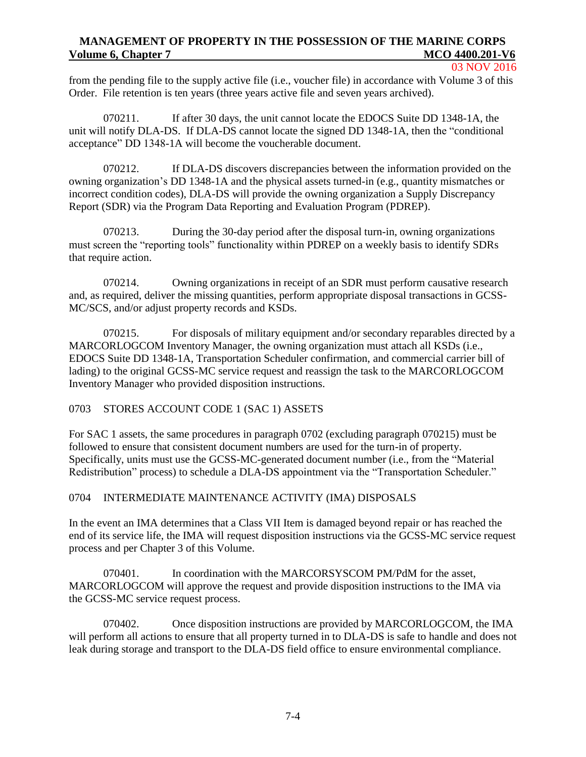from the pending file to the supply active file (i.e., voucher file) in accordance with Volume 3 of this Order. File retention is ten years (three years active file and seven years archived).

070211. If after 30 days, the unit cannot locate the EDOCS Suite DD 1348-1A, the unit will notify DLA-DS. If DLA-DS cannot locate the signed DD 1348-1A, then the "conditional acceptance" DD 1348-1A will become the voucherable document.

070212. If DLA-DS discovers discrepancies between the information provided on the owning organization's DD 1348-1A and the physical assets turned-in (e.g., quantity mismatches or incorrect condition codes), DLA-DS will provide the owning organization a Supply Discrepancy Report (SDR) via the Program Data Reporting and Evaluation Program (PDREP).

070213. During the 30-day period after the disposal turn-in, owning organizations must screen the "reporting tools" functionality within PDREP on a weekly basis to identify SDRs that require action.

070214. Owning organizations in receipt of an SDR must perform causative research and, as required, deliver the missing quantities, perform appropriate disposal transactions in GCSS-MC/SCS, and/or adjust property records and KSDs.

070215. For disposals of military equipment and/or secondary reparables directed by a MARCORLOGCOM Inventory Manager, the owning organization must attach all KSDs (i.e., EDOCS Suite DD 1348-1A, Transportation Scheduler confirmation, and commercial carrier bill of lading) to the original GCSS-MC service request and reassign the task to the MARCORLOGCOM Inventory Manager who provided disposition instructions.

## 0703 STORES ACCOUNT CODE 1 (SAC 1) ASSETS

For SAC 1 assets, the same procedures in paragraph 0702 (excluding paragraph 070215) must be followed to ensure that consistent document numbers are used for the turn-in of property. Specifically, units must use the GCSS-MC-generated document number (i.e., from the "Material Redistribution" process) to schedule a DLA-DS appointment via the "Transportation Scheduler."

## 0704 INTERMEDIATE MAINTENANCE ACTIVITY (IMA) DISPOSALS

In the event an IMA determines that a Class VII Item is damaged beyond repair or has reached the end of its service life, the IMA will request disposition instructions via the GCSS-MC service request process and per Chapter 3 of this Volume.

070401. In coordination with the MARCORSYSCOM PM/PdM for the asset, MARCORLOGCOM will approve the request and provide disposition instructions to the IMA via the GCSS-MC service request process.

070402. Once disposition instructions are provided by MARCORLOGCOM, the IMA will perform all actions to ensure that all property turned in to DLA-DS is safe to handle and does not leak during storage and transport to the DLA-DS field office to ensure environmental compliance.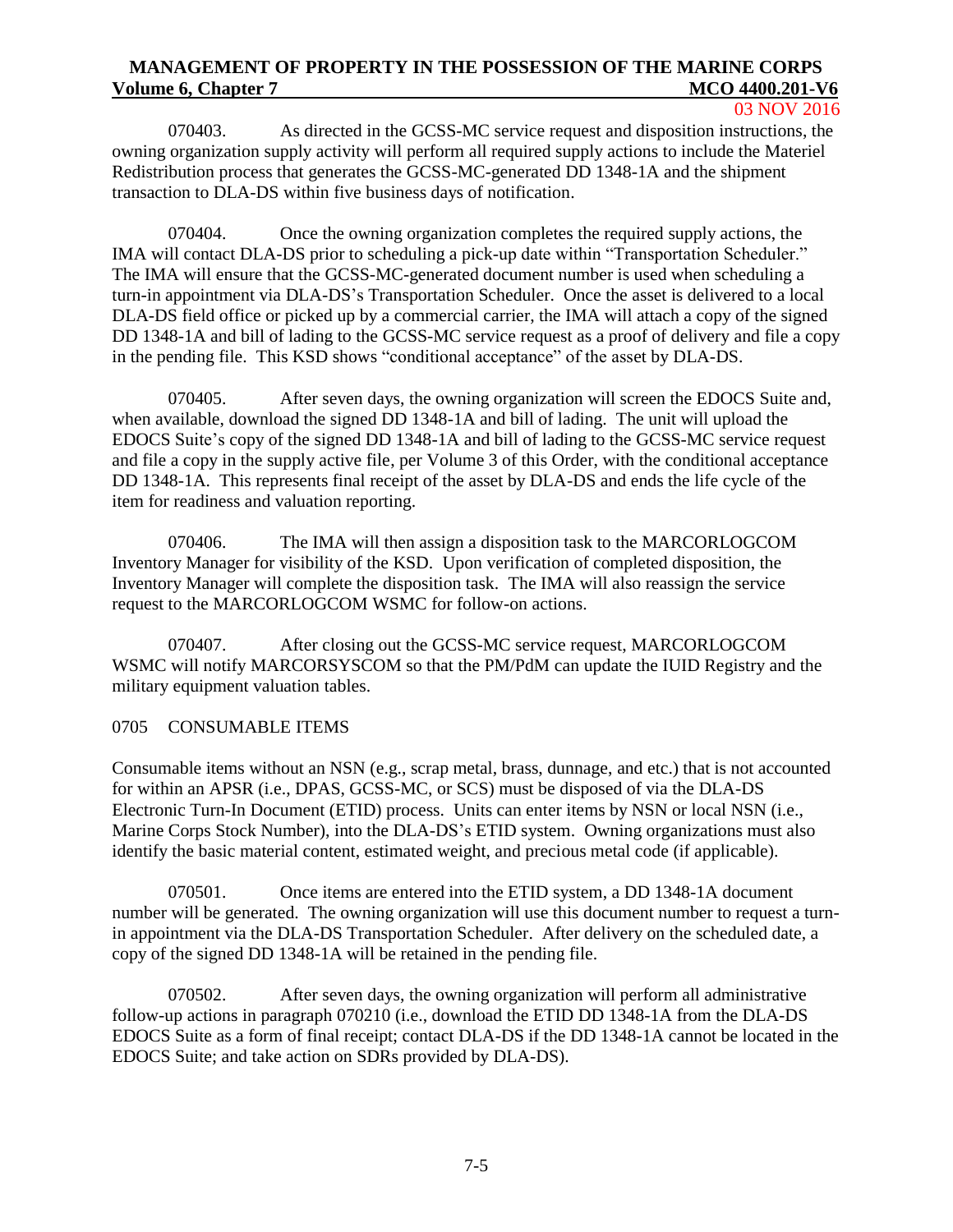070403. As directed in the GCSS-MC service request and disposition instructions, the owning organization supply activity will perform all required supply actions to include the Materiel Redistribution process that generates the GCSS-MC-generated DD 1348-1A and the shipment transaction to DLA-DS within five business days of notification.

070404. Once the owning organization completes the required supply actions, the IMA will contact DLA-DS prior to scheduling a pick-up date within "Transportation Scheduler." The IMA will ensure that the GCSS-MC-generated document number is used when scheduling a turn-in appointment via DLA-DS's Transportation Scheduler. Once the asset is delivered to a local DLA-DS field office or picked up by a commercial carrier, the IMA will attach a copy of the signed DD 1348-1A and bill of lading to the GCSS-MC service request as a proof of delivery and file a copy in the pending file. This KSD shows "conditional acceptance" of the asset by DLA-DS.

070405. After seven days, the owning organization will screen the EDOCS Suite and, when available, download the signed DD 1348-1A and bill of lading. The unit will upload the EDOCS Suite's copy of the signed DD 1348-1A and bill of lading to the GCSS-MC service request and file a copy in the supply active file, per Volume 3 of this Order, with the conditional acceptance DD 1348-1A. This represents final receipt of the asset by DLA-DS and ends the life cycle of the item for readiness and valuation reporting.

070406. The IMA will then assign a disposition task to the MARCORLOGCOM Inventory Manager for visibility of the KSD. Upon verification of completed disposition, the Inventory Manager will complete the disposition task. The IMA will also reassign the service request to the MARCORLOGCOM WSMC for follow-on actions.

070407. After closing out the GCSS-MC service request, MARCORLOGCOM WSMC will notify MARCORSYSCOM so that the PM/PdM can update the IUID Registry and the military equipment valuation tables.

## 0705 CONSUMABLE ITEMS

Consumable items without an NSN (e.g., scrap metal, brass, dunnage, and etc.) that is not accounted for within an APSR (i.e., DPAS, GCSS-MC, or SCS) must be disposed of via the DLA-DS Electronic Turn-In Document (ETID) process. Units can enter items by NSN or local NSN (i.e., Marine Corps Stock Number), into the DLA-DS's ETID system. Owning organizations must also identify the basic material content, estimated weight, and precious metal code (if applicable).

070501. Once items are entered into the ETID system, a DD 1348-1A document number will be generated. The owning organization will use this document number to request a turn-in appointment via the DLA-DS Transportation Scheduler. After delivery on the scheduled date, a copy of the signed DD 1348-1A will be retained in the pending file.

070502. After seven days, the owning organization will perform all administrative follow-up actions in paragraph 070210 (i.e., download the ETID DD 1348-1A from the DLA-DS EDOCS Suite as a form of final receipt; contact DLA-DS if the DD 1348-1A cannot be located in the EDOCS Suite; and take action on SDRs provided by DLA-DS).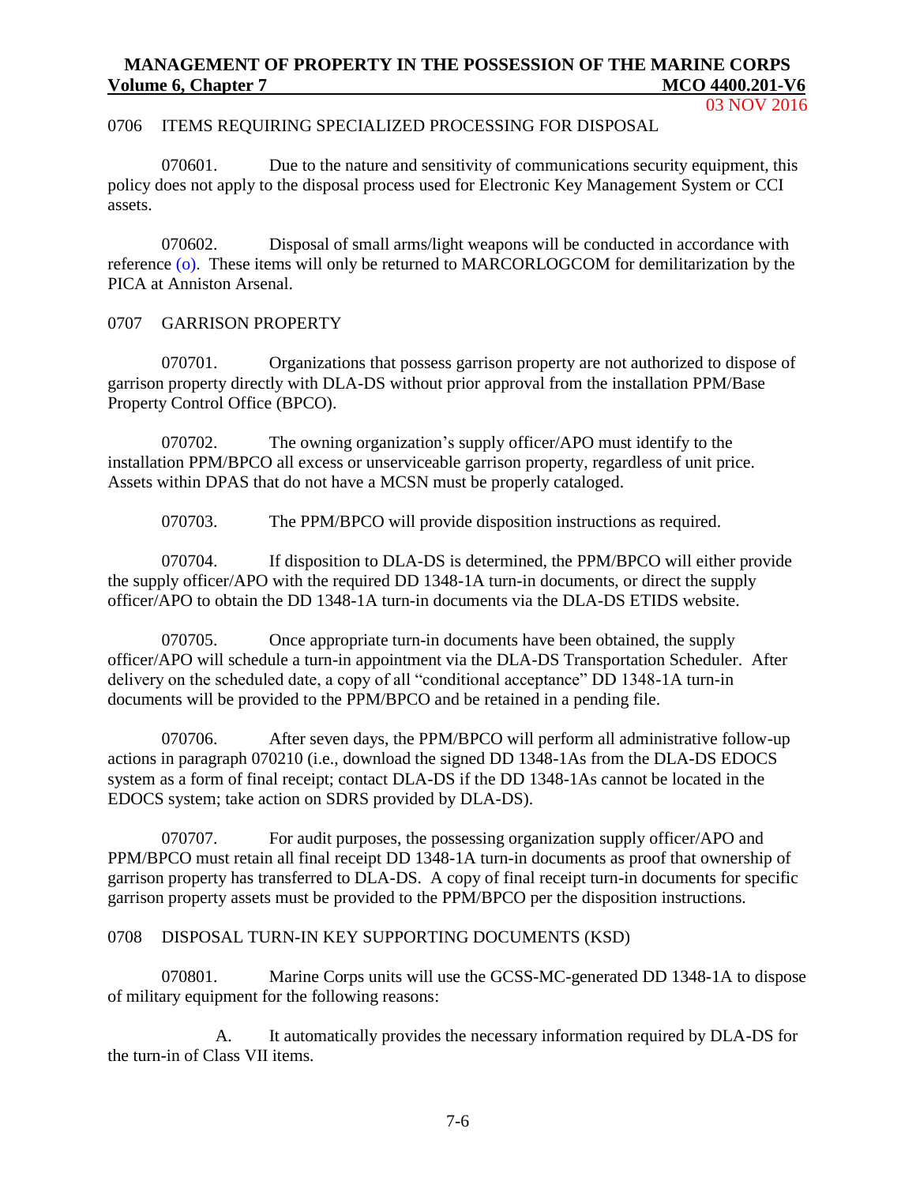0706 ITEMS REQUIRING SPECIALIZED PROCESSING FOR DISPOSAL

070601. Due to the nature and sensitivity of communications security equipment, this policy does not apply to the disposal process used for Electronic Key Management System or CCI assets.

070602. Disposal of small arms/light weapons will be conducted in accordance with reference (o). These items will only be returned to MARCORLOGCOM for demilitarization by the PICA at Anniston Arsenal.

0707 GARRISON PROPERTY

070701. Organizations that possess garrison property are not authorized to dispose of garrison property directly with DLA-DS without prior approval from the installation PPM/Base Property Control Office (BPCO).

070702. The owning organization's supply officer/APO must identify to the installation PPM/BPCO all excess or unserviceable garrison property, regardless of unit price. Assets within DPAS that do not have a MCSN must be properly cataloged.

070703. The PPM/BPCO will provide disposition instructions as required.

070704. If disposition to DLA-DS is determined, the PPM/BPCO will either provide the supply officer/APO with the required DD 1348-1A turn-in documents, or direct the supply officer/APO to obtain the DD 1348-1A turn-in documents via the DLA-DS ETIDS website.

070705. Once appropriate turn-in documents have been obtained, the supply officer/APO will schedule a turn-in appointment via the DLA-DS Transportation Scheduler. After delivery on the scheduled date, a copy of all "conditional acceptance" DD 1348-1A turn-in documents will be provided to the PPM/BPCO and be retained in a pending file.

070706. After seven days, the PPM/BPCO will perform all administrative follow-up actions in paragraph 070210 (i.e., download the signed DD 1348-1As from the DLA-DS EDOCS system as a form of final receipt; contact DLA-DS if the DD 1348-1As cannot be located in the EDOCS system; take action on SDRS provided by DLA-DS).

070707. For audit purposes, the possessing organization supply officer/APO and PPM/BPCO must retain all final receipt DD 1348-1A turn-in documents as proof that ownership of garrison property has transferred to DLA-DS. A copy of final receipt turn-in documents for specific garrison property assets must be provided to the PPM/BPCO per the disposition instructions.

0708 DISPOSAL TURN-IN KEY SUPPORTING DOCUMENTS (KSD)

070801. Marine Corps units will use the GCSS-MC-generated DD 1348-1A to dispose of military equipment for the following reasons:

A. It automatically provides the necessary information required by DLA-DS for the turn-in of Class VII items.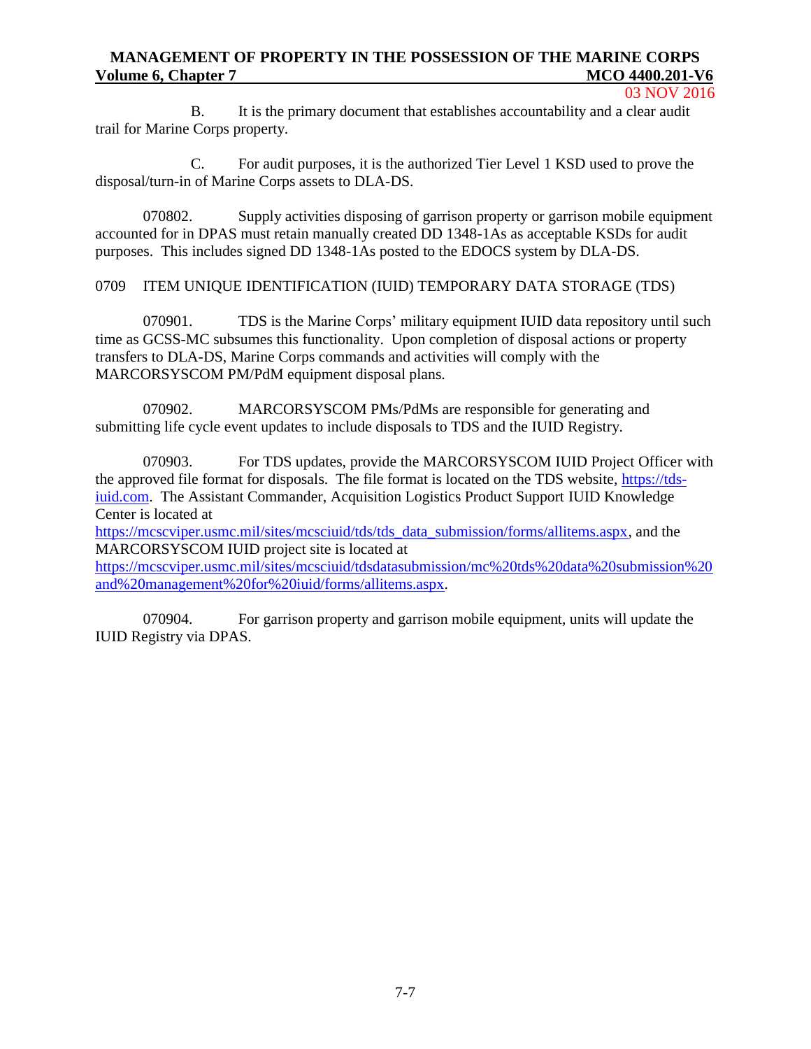B. It is the primary document that establishes accountability and a clear audit trail for Marine Corps property.

C. For audit purposes, it is the authorized Tier Level 1 KSD used to prove the disposal/turn-in of Marine Corps assets to DLA-DS.

070802. Supply activities disposing of garrison property or garrison mobile equipment accounted for in DPAS must retain manually created DD 1348-1As as acceptable KSDs for audit purposes. This includes signed DD 1348-1As posted to the EDOCS system by DLA-DS.

## 0709 ITEM UNIQUE IDENTIFICATION (IUID) TEMPORARY DATA STORAGE (TDS)

070901. TDS is the Marine Corps' military equipment IUID data repository until such time as GCSS-MC subsumes this functionality. Upon completion of disposal actions or property transfers to DLA-DS, Marine Corps commands and activities will comply with the MARCORSYSCOM PM/PdM equipment disposal plans.

070902. MARCORSYSCOM PMs/PdMs are responsible for generating and submitting life cycle event updates to include disposals to TDS and the IUID Registry.

070903. For TDS updates, provide the MARCORSYSCOM IUID Project Officer with the approved file format for disposals. The file format is located on the TDS website, https://tds-iuid.com. The Assistant Commander, Acquisition Logistics Product Support IUID Knowledge Center is located at https://mcscviper.usmc.mil/sites/mcsciuid/tds/tds_data_submission/forms/allitems.aspx, and the MARCORSYSCOM IUID project site is located at https://mcscviper.usmc.mil/sites/mcsciuid/tdsdatasubmission/mc%20tds%20data%20submission%20and%20management%20for%20iuid/forms/allitems.aspx.

070904. For garrison property and garrison mobile equipment, units will update the IUID Registry via DPAS.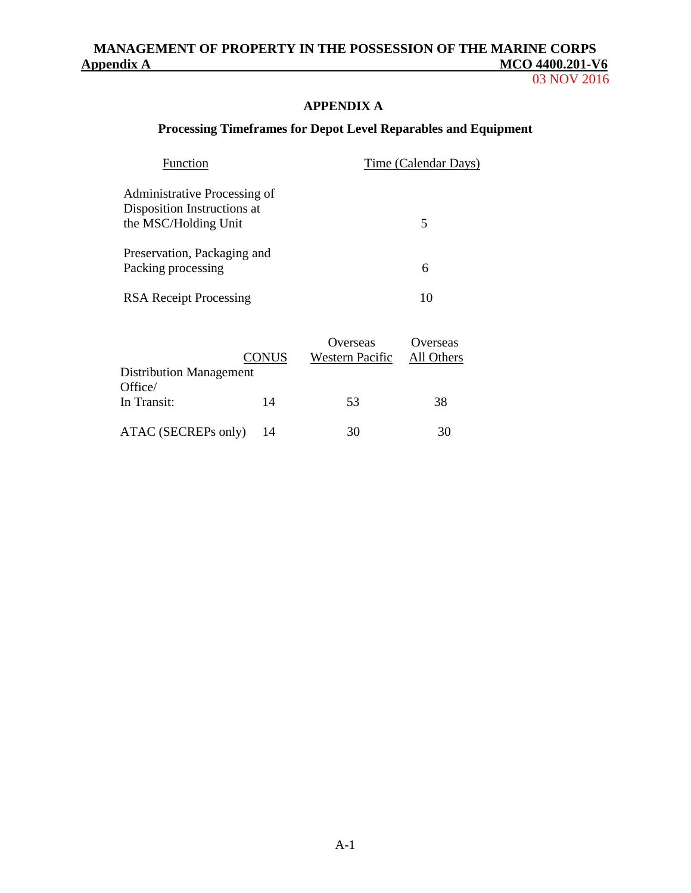# APPENDIX A

## Processing Timeframes for Depot Level Reparables and Equipment

| Function | Time (Calendar Days) |
|---|---|
| Administrative Processing of Disposition Instructions at the MSC/Holding Unit | 5 |
| Preservation, Packaging and Packing processing | 6 |
| RSA Receipt Processing | 10 |

| | CONUS | Overseas Western Pacific | Overseas All Others |
|---|---|---|---|
| Distribution Management Office/ In Transit: | 14 | 53 | 38 |
| ATAC (SECREPs only) | 14 | 30 | 30 |